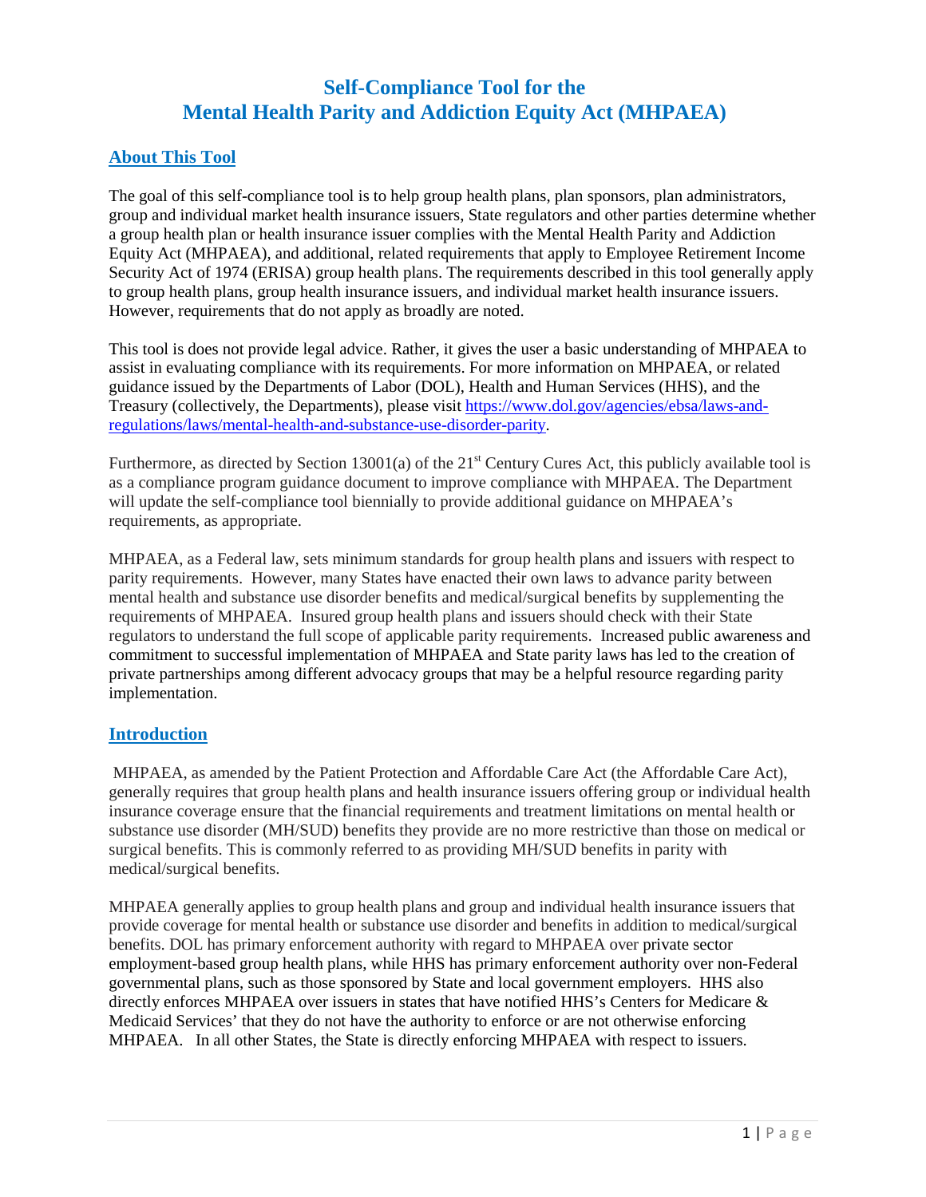# Self-Compliance Tool for the Mental Health Parity and Addiction Equity Act (MHPAEA)

## About This Tool

The goal of this self-compliance tool is to help group health plans, plan sponsors, plan administrators, group and individual market health insurance issuers, State regulators and other parties determine whether a group health plan or health insurance issuer complies with the Mental Health Parity and Addiction Equity Act (MHPAEA), and additional, related requirements that apply to Employee Retirement Income Security Act of 1974 (ERISA) group health plans. The requirements described in this tool generally apply to group health plans, group health insurance issuers, and individual market health insurance issuers. However, requirements that do not apply as broadly are noted.

This tool is does not provide legal advice. Rather, it gives the user a basic understanding of MHPAEA to assist in evaluating compliance with its requirements. For more information on MHPAEA, or related guidance issued by the Departments of Labor (DOL), Health and Human Services (HHS), and the Treasury (collectively, the Departments), please visit https://www.dol.gov/agencies/ebsa/laws-and-regulations/laws/mental-health-and-substance-use-disorder-parity.

Furthermore, as directed by Section 13001(a) of the 21st Century Cures Act, this publicly available tool is as a compliance program guidance document to improve compliance with MHPAEA. The Department will update the self-compliance tool biennially to provide additional guidance on MHPAEA's requirements, as appropriate.

MHPAEA, as a Federal law, sets minimum standards for group health plans and issuers with respect to parity requirements. However, many States have enacted their own laws to advance parity between mental health and substance use disorder benefits and medical/surgical benefits by supplementing the requirements of MHPAEA. Insured group health plans and issuers should check with their State regulators to understand the full scope of applicable parity requirements. Increased public awareness and commitment to successful implementation of MHPAEA and State parity laws has led to the creation of private partnerships among different advocacy groups that may be a helpful resource regarding parity implementation.

## Introduction

MHPAEA, as amended by the Patient Protection and Affordable Care Act (the Affordable Care Act), generally requires that group health plans and health insurance issuers offering group or individual health insurance coverage ensure that the financial requirements and treatment limitations on mental health or substance use disorder (MH/SUD) benefits they provide are no more restrictive than those on medical or surgical benefits. This is commonly referred to as providing MH/SUD benefits in parity with medical/surgical benefits.

MHPAEA generally applies to group health plans and group and individual health insurance issuers that provide coverage for mental health or substance use disorder and benefits in addition to medical/surgical benefits. DOL has primary enforcement authority with regard to MHPAEA over private sector employment-based group health plans, while HHS has primary enforcement authority over non-Federal governmental plans, such as those sponsored by State and local government employers. HHS also directly enforces MHPAEA over issuers in states that have notified HHS's Centers for Medicare & Medicaid Services' that they do not have the authority to enforce or are not otherwise enforcing MHPAEA. In all other States, the State is directly enforcing MHPAEA with respect to issuers.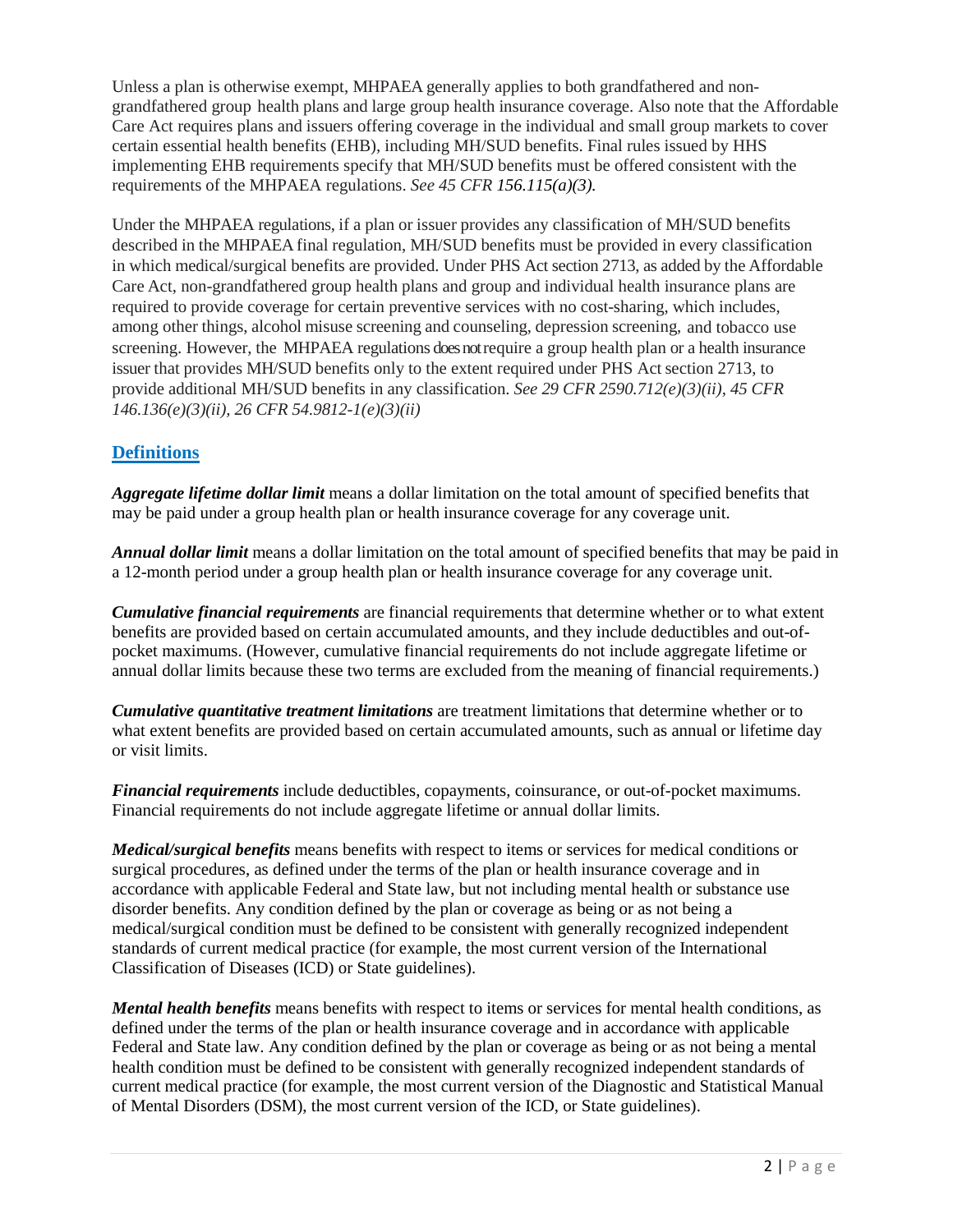Unless a plan is otherwise exempt, MHPAEA generally applies to both grandfathered and non-grandfathered group health plans and large group health insurance coverage. Also note that the Affordable Care Act requires plans and issuers offering coverage in the individual and small group markets to cover certain essential health benefits (EHB), including MH/SUD benefits. Final rules issued by HHS implementing EHB requirements specify that MH/SUD benefits must be offered consistent with the requirements of the MHPAEA regulations. *See 45 CFR 156.115(a)(3).*

Under the MHPAEA regulations, if a plan or issuer provides any classification of MH/SUD benefits described in the MHPAEA final regulation, MH/SUD benefits must be provided in every classification in which medical/surgical benefits are provided. Under PHS Act section 2713, as added by the Affordable Care Act, non-grandfathered group health plans and group and individual health insurance plans are required to provide coverage for certain preventive services with no cost-sharing, which includes, among other things, alcohol misuse screening and counseling, depression screening, and tobacco use screening. However, the MHPAEA regulations does not require a group health plan or a health insurance issuer that provides MH/SUD benefits only to the extent required under PHS Act section 2713, to provide additional MH/SUD benefits in any classification. *See 29 CFR 2590.712(e)(3)(ii), 45 CFR 146.136(e)(3)(ii), 26 CFR 54.9812-1(e)(3)(ii)*

## Definitions

***Aggregate lifetime dollar limit*** means a dollar limitation on the total amount of specified benefits that may be paid under a group health plan or health insurance coverage for any coverage unit.

***Annual dollar limit*** means a dollar limitation on the total amount of specified benefits that may be paid in a 12-month period under a group health plan or health insurance coverage for any coverage unit.

***Cumulative financial requirements*** are financial requirements that determine whether or to what extent benefits are provided based on certain accumulated amounts, and they include deductibles and out-of-pocket maximums. (However, cumulative financial requirements do not include aggregate lifetime or annual dollar limits because these two terms are excluded from the meaning of financial requirements.)

***Cumulative quantitative treatment limitations*** are treatment limitations that determine whether or to what extent benefits are provided based on certain accumulated amounts, such as annual or lifetime day or visit limits.

***Financial requirements*** include deductibles, copayments, coinsurance, or out-of-pocket maximums. Financial requirements do not include aggregate lifetime or annual dollar limits.

***Medical/surgical benefits*** means benefits with respect to items or services for medical conditions or surgical procedures, as defined under the terms of the plan or health insurance coverage and in accordance with applicable Federal and State law, but not including mental health or substance use disorder benefits. Any condition defined by the plan or coverage as being or as not being a medical/surgical condition must be defined to be consistent with generally recognized independent standards of current medical practice (for example, the most current version of the International Classification of Diseases (ICD) or State guidelines).

***Mental health benefits*** means benefits with respect to items or services for mental health conditions, as defined under the terms of the plan or health insurance coverage and in accordance with applicable Federal and State law. Any condition defined by the plan or coverage as being or as not being a mental health condition must be defined to be consistent with generally recognized independent standards of current medical practice (for example, the most current version of the Diagnostic and Statistical Manual of Mental Disorders (DSM), the most current version of the ICD, or State guidelines).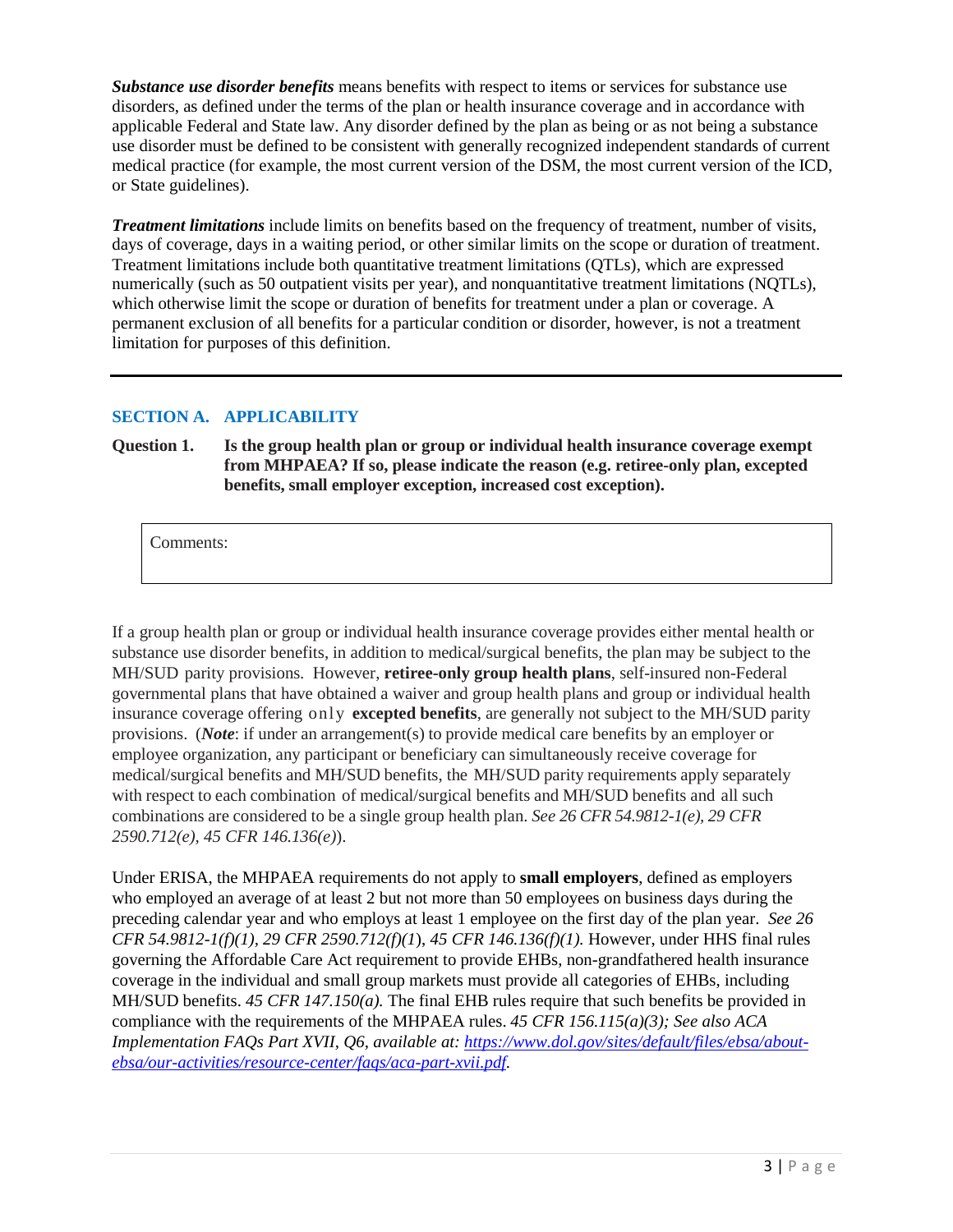***Substance use disorder benefits*** means benefits with respect to items or services for substance use disorders, as defined under the terms of the plan or health insurance coverage and in accordance with applicable Federal and State law. Any disorder defined by the plan as being or as not being a substance use disorder must be defined to be consistent with generally recognized independent standards of current medical practice (for example, the most current version of the DSM, the most current version of the ICD, or State guidelines).

***Treatment limitations*** include limits on benefits based on the frequency of treatment, number of visits, days of coverage, days in a waiting period, or other similar limits on the scope or duration of treatment. Treatment limitations include both quantitative treatment limitations (QTLs), which are expressed numerically (such as 50 outpatient visits per year), and nonquantitative treatment limitations (NQTLs), which otherwise limit the scope or duration of benefits for treatment under a plan or coverage. A permanent exclusion of all benefits for a particular condition or disorder, however, is not a treatment limitation for purposes of this definition.

---

## SECTION A. APPLICABILITY

**Question 1. Is the group health plan or group or individual health insurance coverage exempt from MHPAEA? If so, please indicate the reason (e.g. retiree-only plan, excepted benefits, small employer exception, increased cost exception).**

| Comments: |
|---|

If a group health plan or group or individual health insurance coverage provides either mental health or substance use disorder benefits, in addition to medical/surgical benefits, the plan may be subject to the MH/SUD parity provisions. However, **retiree-only group health plans**, self-insured non-Federal governmental plans that have obtained a waiver and group health plans and group or individual health insurance coverage offering only **excepted benefits**, are generally not subject to the MH/SUD parity provisions. (***Note***: if under an arrangement(s) to provide medical care benefits by an employer or employee organization, any participant or beneficiary can simultaneously receive coverage for medical/surgical benefits and MH/SUD benefits, the MH/SUD parity requirements apply separately with respect to each combination of medical/surgical benefits and MH/SUD benefits and all such combinations are considered to be a single group health plan. *See 26 CFR 54.9812-1(e), 29 CFR 2590.712(e), 45 CFR 146.136(e)*).

Under ERISA, the MHPAEA requirements do not apply to **small employers**, defined as employers who employed an average of at least 2 but not more than 50 employees on business days during the preceding calendar year and who employs at least 1 employee on the first day of the plan year. *See 26 CFR 54.9812-1(f)(1), 29 CFR 2590.712(f)(1), 45 CFR 146.136(f)(1).* However, under HHS final rules governing the Affordable Care Act requirement to provide EHBs, non-grandfathered health insurance coverage in the individual and small group markets must provide all categories of EHBs, including MH/SUD benefits. *45 CFR 147.150(a).* The final EHB rules require that such benefits be provided in compliance with the requirements of the MHPAEA rules. *45 CFR 156.115(a)(3); See also ACA Implementation FAQs Part XVII, Q6, available at: [https://www.dol.gov/sites/default/files/ebsa/about-ebsa/our-activities/resource-center/faqs/aca-part-xvii.pdf](https://www.dol.gov/sites/default/files/ebsa/about-ebsa/our-activities/resource-center/faqs/aca-part-xvii.pdf).*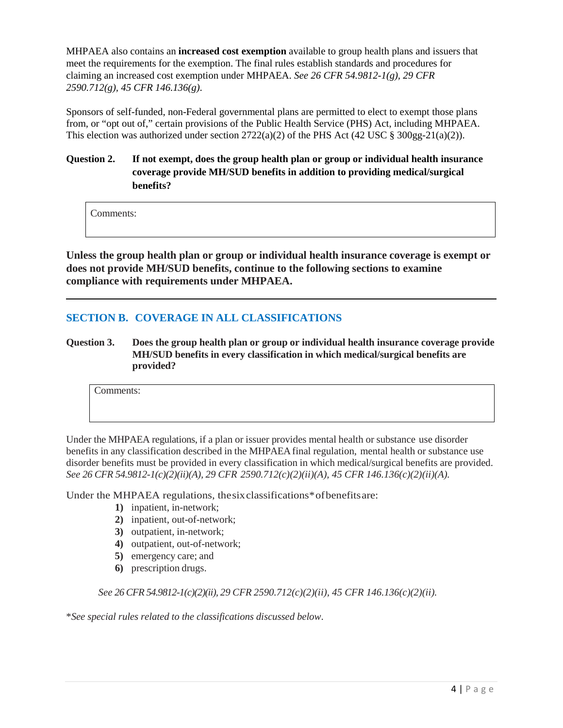MHPAEA also contains an **increased cost exemption** available to group health plans and issuers that meet the requirements for the exemption. The final rules establish standards and procedures for claiming an increased cost exemption under MHPAEA. *See 26 CFR 54.9812-1(g), 29 CFR 2590.712(g), 45 CFR 146.136(g).*

Sponsors of self-funded, non-Federal governmental plans are permitted to elect to exempt those plans from, or "opt out of," certain provisions of the Public Health Service (PHS) Act, including MHPAEA. This election was authorized under section 2722(a)(2) of the PHS Act (42 USC § 300gg-21(a)(2)).

**Question 2. If not exempt, does the group health plan or group or individual health insurance coverage provide MH/SUD benefits in addition to providing medical/surgical benefits?**

| Comments: |
|---|

**Unless the group health plan or group or individual health insurance coverage is exempt or does not provide MH/SUD benefits, continue to the following sections to examine compliance with requirements under MHPAEA.**

---

## SECTION B. COVERAGE IN ALL CLASSIFICATIONS

**Question 3. Does the group health plan or group or individual health insurance coverage provide MH/SUD benefits in every classification in which medical/surgical benefits are provided?**

| Comments: |
|---|

Under the MHPAEA regulations, if a plan or issuer provides mental health or substance use disorder benefits in any classification described in the MHPAEA final regulation, mental health or substance use disorder benefits must be provided in every classification in which medical/surgical benefits are provided. *See 26 CFR 54.9812-1(c)(2)(ii)(A), 29 CFR 2590.712(c)(2)(ii)(A), 45 CFR 146.136(c)(2)(ii)(A).*

Under the MHPAEA regulations, the six classifications* of benefits are:

1) inpatient, in-network;
2) inpatient, out-of-network;
3) outpatient, in-network;
4) outpatient, out-of-network;
5) emergency care; and
6) prescription drugs.

*See 26 CFR 54.9812-1(c)(2)(ii), 29 CFR 2590.712(c)(2)(ii), 45 CFR 146.136(c)(2)(ii).*

**See special rules related to the classifications discussed below.*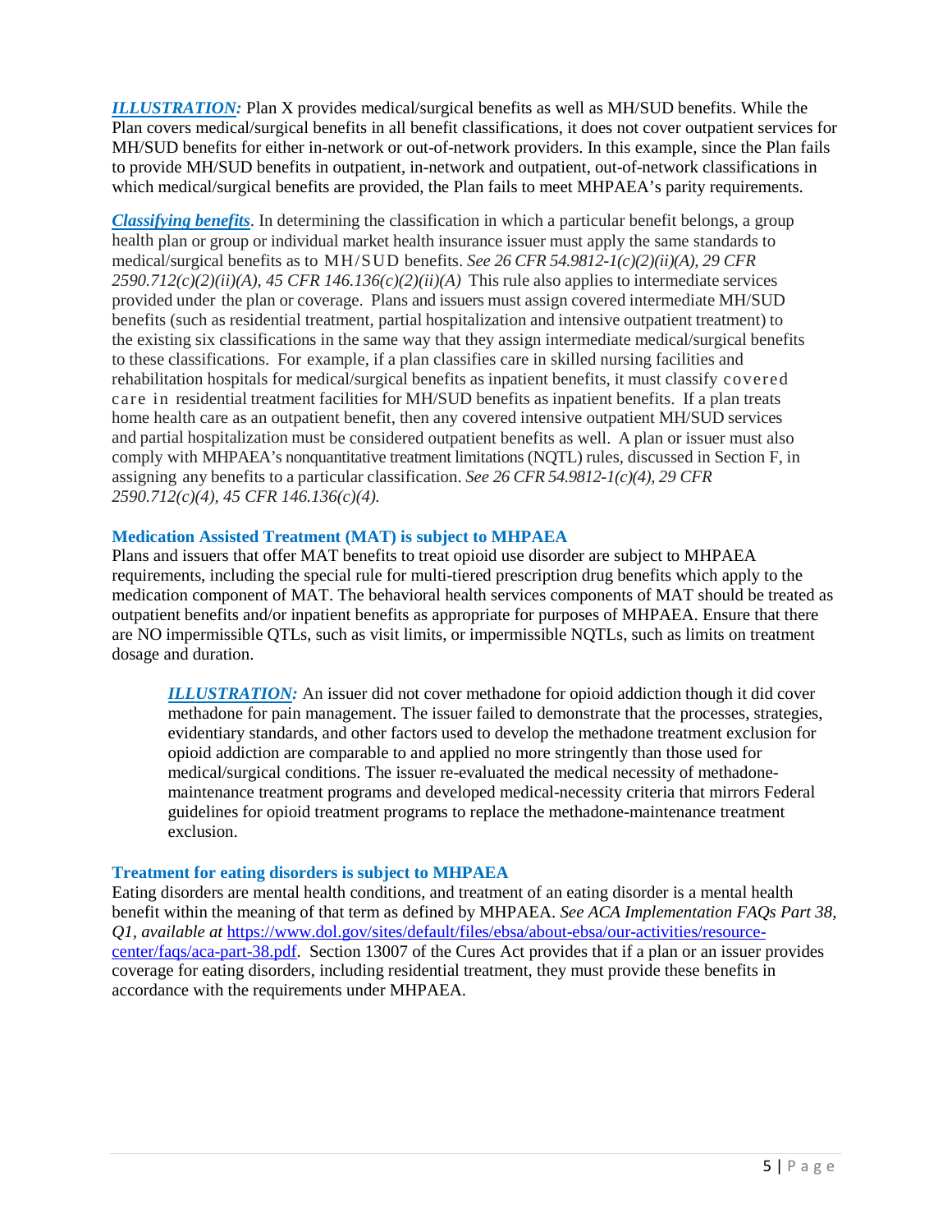***ILLUSTRATION:*** Plan X provides medical/surgical benefits as well as MH/SUD benefits. While the Plan covers medical/surgical benefits in all benefit classifications, it does not cover outpatient services for MH/SUD benefits for either in-network or out-of-network providers. In this example, since the Plan fails to provide MH/SUD benefits in outpatient, in-network and outpatient, out-of-network classifications in which medical/surgical benefits are provided, the Plan fails to meet MHPAEA's parity requirements.

***Classifying benefits***. In determining the classification in which a particular benefit belongs, a group health plan or group or individual market health insurance issuer must apply the same standards to medical/surgical benefits as to MH/SUD benefits. *See 26 CFR 54.9812-1(c)(2)(ii)(A), 29 CFR 2590.712(c)(2)(ii)(A), 45 CFR 146.136(c)(2)(ii)(A)* This rule also applies to intermediate services provided under the plan or coverage. Plans and issuers must assign covered intermediate MH/SUD benefits (such as residential treatment, partial hospitalization and intensive outpatient treatment) to the existing six classifications in the same way that they assign intermediate medical/surgical benefits to these classifications. For example, if a plan classifies care in skilled nursing facilities and rehabilitation hospitals for medical/surgical benefits as inpatient benefits, it must classify covered care in residential treatment facilities for MH/SUD benefits as inpatient benefits. If a plan treats home health care as an outpatient benefit, then any covered intensive outpatient MH/SUD services and partial hospitalization must be considered outpatient benefits as well. A plan or issuer must also comply with MHPAEA's nonquantitative treatment limitations (NQTL) rules, discussed in Section F, in assigning any benefits to a particular classification. *See 26 CFR 54.9812-1(c)(4), 29 CFR 2590.712(c)(4), 45 CFR 146.136(c)(4).*

### Medication Assisted Treatment (MAT) is subject to MHPAEA

Plans and issuers that offer MAT benefits to treat opioid use disorder are subject to MHPAEA requirements, including the special rule for multi-tiered prescription drug benefits which apply to the medication component of MAT. The behavioral health services components of MAT should be treated as outpatient benefits and/or inpatient benefits as appropriate for purposes of MHPAEA. Ensure that there are NO impermissible QTLs, such as visit limits, or impermissible NQTLs, such as limits on treatment dosage and duration.

> ***ILLUSTRATION:*** An issuer did not cover methadone for opioid addiction though it did cover methadone for pain management. The issuer failed to demonstrate that the processes, strategies, evidentiary standards, and other factors used to develop the methadone treatment exclusion for opioid addiction are comparable to and applied no more stringently than those used for medical/surgical conditions. The issuer re-evaluated the medical necessity of methadone-maintenance treatment programs and developed medical-necessity criteria that mirrors Federal guidelines for opioid treatment programs to replace the methadone-maintenance treatment exclusion.

### Treatment for eating disorders is subject to MHPAEA

Eating disorders are mental health conditions, and treatment of an eating disorder is a mental health benefit within the meaning of that term as defined by MHPAEA. *See ACA Implementation FAQs Part 38, Q1, available at* [https://www.dol.gov/sites/default/files/ebsa/about-ebsa/our-activities/resource-center/faqs/aca-part-38.pdf](https://www.dol.gov/sites/default/files/ebsa/about-ebsa/our-activities/resource-center/faqs/aca-part-38.pdf). Section 13007 of the Cures Act provides that if a plan or an issuer provides coverage for eating disorders, including residential treatment, they must provide these benefits in accordance with the requirements under MHPAEA.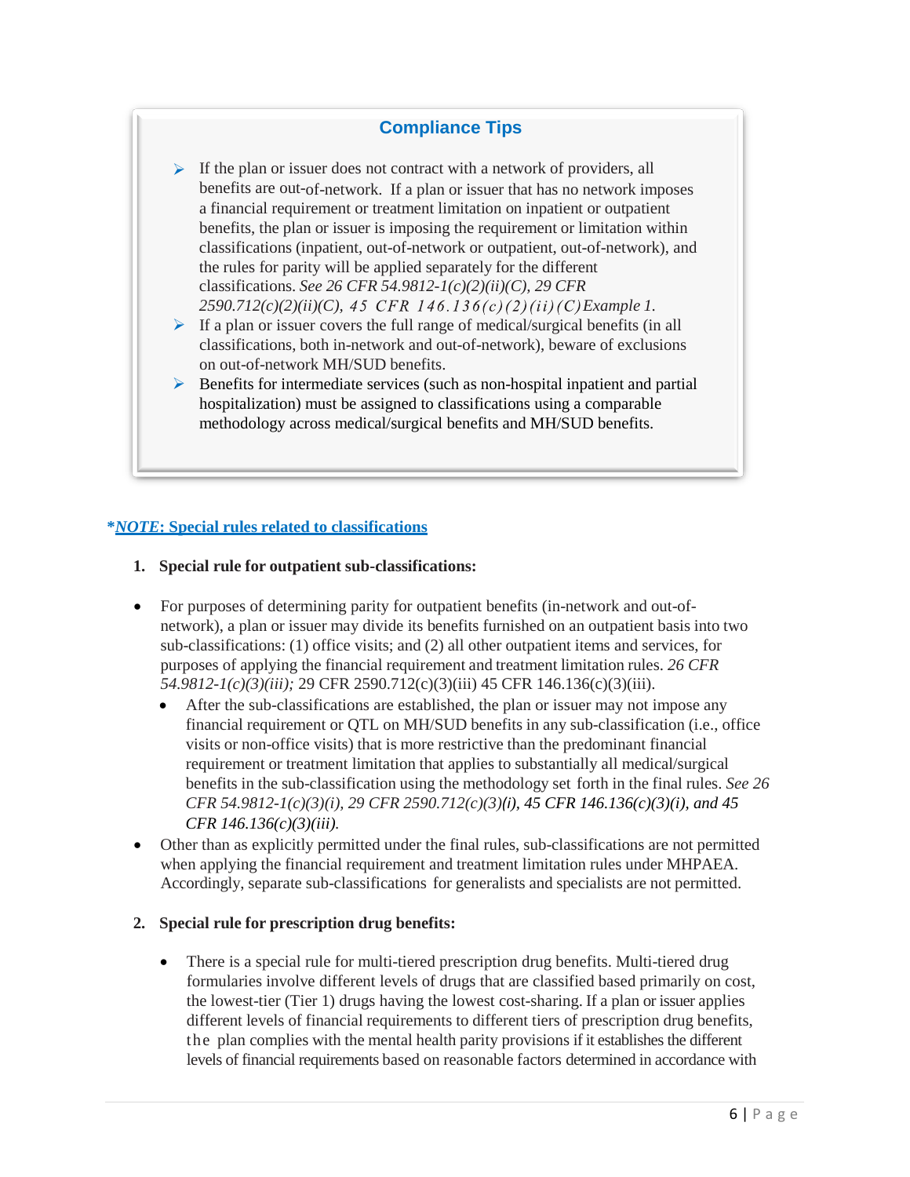### Compliance Tips

- If the plan or issuer does not contract with a network of providers, all benefits are out-of-network. If a plan or issuer that has no network imposes a financial requirement or treatment limitation on inpatient or outpatient benefits, the plan or issuer is imposing the requirement or limitation within classifications (inpatient, out-of-network or outpatient, out-of-network), and the rules for parity will be applied separately for the different classifications. *See 26 CFR 54.9812-1(c)(2)(ii)(C), 29 CFR 2590.712(c)(2)(ii)(C), 45 CFR 146.136(c)(2)(ii)(C) Example 1.*
- If a plan or issuer covers the full range of medical/surgical benefits (in all classifications, both in-network and out-of-network), beware of exclusions on out-of-network MH/SUD benefits.
- Benefits for intermediate services (such as non-hospital inpatient and partial hospitalization) must be assigned to classifications using a comparable methodology across medical/surgical benefits and MH/SUD benefits.

**\****NOTE*: Special rules related to classifications**

**1. Special rule for outpatient sub-classifications:**

- For purposes of determining parity for outpatient benefits (in-network and out-of-network), a plan or issuer may divide its benefits furnished on an outpatient basis into two sub-classifications: (1) office visits; and (2) all other outpatient items and services, for purposes of applying the financial requirement and treatment limitation rules. *26 CFR 54.9812-1(c)(3)(iii);* 29 CFR 2590.712(c)(3)(iii) 45 CFR 146.136(c)(3)(iii).
  - After the sub-classifications are established, the plan or issuer may not impose any financial requirement or QTL on MH/SUD benefits in any sub-classification (i.e., office visits or non-office visits) that is more restrictive than the predominant financial requirement or treatment limitation that applies to substantially all medical/surgical benefits in the sub-classification using the methodology set forth in the final rules. *See 26 CFR 54.9812-1(c)(3)(i), 29 CFR 2590.712(c)(3)(i), 45 CFR 146.136(c)(3)(i), and 45 CFR 146.136(c)(3)(iii).*
- Other than as explicitly permitted under the final rules, sub-classifications are not permitted when applying the financial requirement and treatment limitation rules under MHPAEA. Accordingly, separate sub-classifications for generalists and specialists are not permitted.

**2. Special rule for prescription drug benefits:**

- There is a special rule for multi-tiered prescription drug benefits. Multi-tiered drug formularies involve different levels of drugs that are classified based primarily on cost, the lowest-tier (Tier 1) drugs having the lowest cost-sharing. If a plan or issuer applies different levels of financial requirements to different tiers of prescription drug benefits, the plan complies with the mental health parity provisions if it establishes the different levels of financial requirements based on reasonable factors determined in accordance with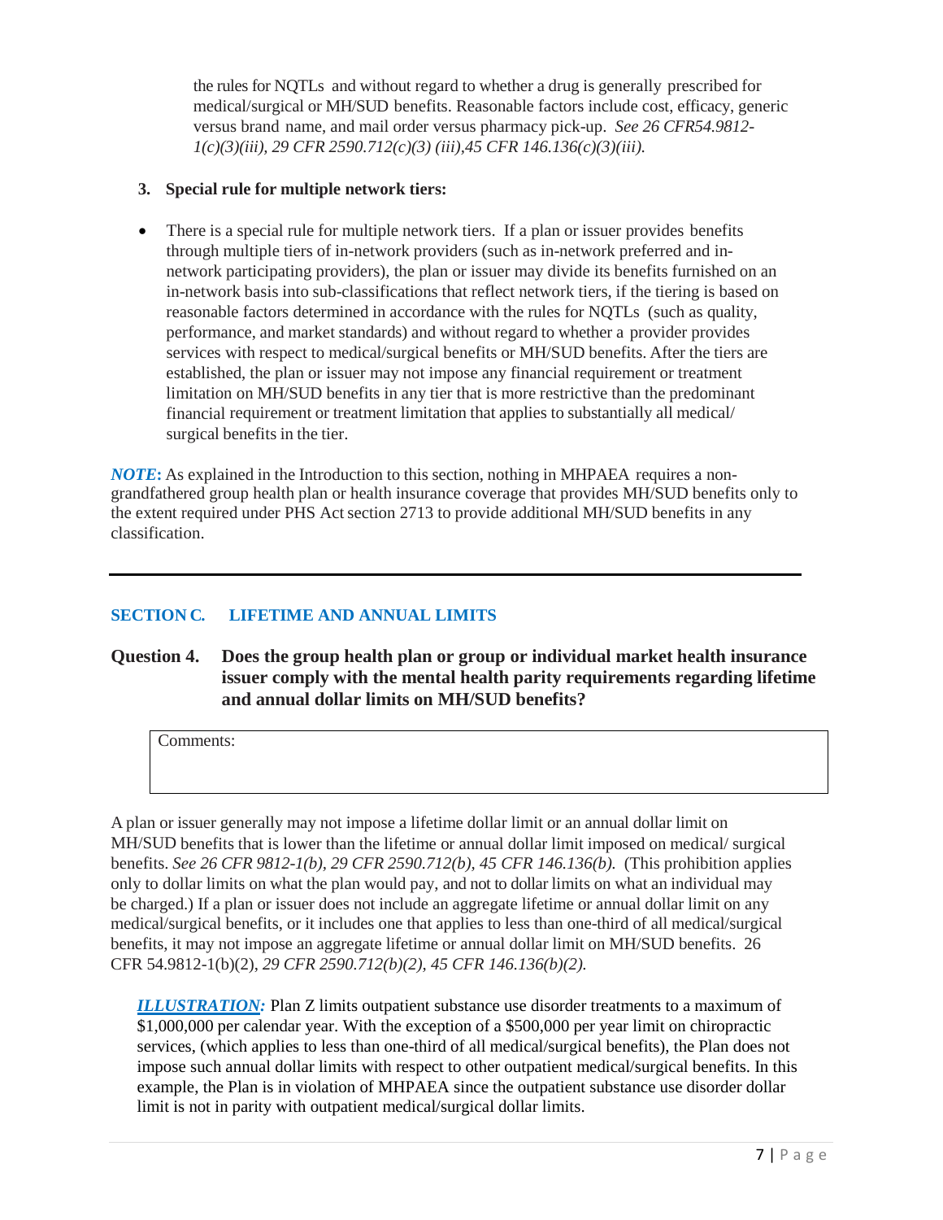the rules for NQTLs and without regard to whether a drug is generally prescribed for medical/surgical or MH/SUD benefits. Reasonable factors include cost, efficacy, generic versus brand name, and mail order versus pharmacy pick-up. *See 26 CFR54.9812-1(c)(3)(iii), 29 CFR 2590.712(c)(3) (iii),45 CFR 146.136(c)(3)(iii).*

**3. Special rule for multiple network tiers:**

- There is a special rule for multiple network tiers. If a plan or issuer provides benefits through multiple tiers of in-network providers (such as in-network preferred and in-network participating providers), the plan or issuer may divide its benefits furnished on an in-network basis into sub-classifications that reflect network tiers, if the tiering is based on reasonable factors determined in accordance with the rules for NQTLs (such as quality, performance, and market standards) and without regard to whether a provider provides services with respect to medical/surgical benefits or MH/SUD benefits. After the tiers are established, the plan or issuer may not impose any financial requirement or treatment limitation on MH/SUD benefits in any tier that is more restrictive than the predominant financial requirement or treatment limitation that applies to substantially all medical/surgical benefits in the tier.

***NOTE*:** As explained in the Introduction to this section, nothing in MHPAEA requires a non-grandfathered group health plan or health insurance coverage that provides MH/SUD benefits only to the extent required under PHS Act section 2713 to provide additional MH/SUD benefits in any classification.

---

## SECTION C. LIFETIME AND ANNUAL LIMITS

### Question 4. Does the group health plan or group or individual market health insurance issuer comply with the mental health parity requirements regarding lifetime and annual dollar limits on MH/SUD benefits?

| Comments: |
|---|
| |

A plan or issuer generally may not impose a lifetime dollar limit or an annual dollar limit on MH/SUD benefits that is lower than the lifetime or annual dollar limit imposed on medical/ surgical benefits. *See 26 CFR 9812-1(b), 29 CFR 2590.712(b), 45 CFR 146.136(b).* (This prohibition applies only to dollar limits on what the plan would pay, and not to dollar limits on what an individual may be charged.) If a plan or issuer does not include an aggregate lifetime or annual dollar limit on any medical/surgical benefits, or it includes one that applies to less than one-third of all medical/surgical benefits, it may not impose an aggregate lifetime or annual dollar limit on MH/SUD benefits. 26 CFR 54.9812-1(b)(2), *29 CFR 2590.712(b)(2), 45 CFR 146.136(b)(2).*

> ***ILLUSTRATION:*** Plan Z limits outpatient substance use disorder treatments to a maximum of $1,000,000 per calendar year. With the exception of a $500,000 per year limit on chiropractic services, (which applies to less than one-third of all medical/surgical benefits), the Plan does not impose such annual dollar limits with respect to other outpatient medical/surgical benefits. In this example, the Plan is in violation of MHPAEA since the outpatient substance use disorder dollar limit is not in parity with outpatient medical/surgical dollar limits.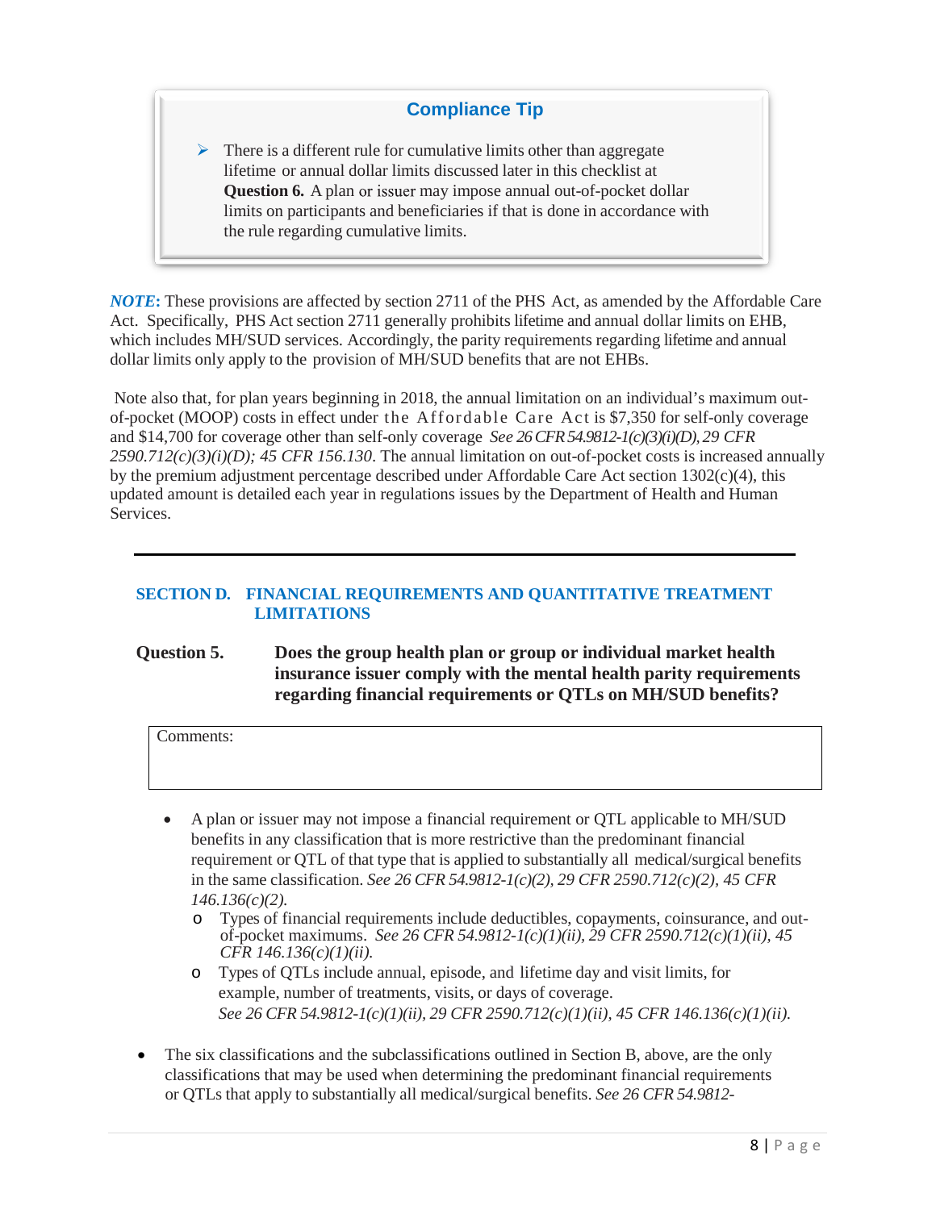**Compliance Tip**

- There is a different rule for cumulative limits other than aggregate lifetime or annual dollar limits discussed later in this checklist at **Question 6.** A plan or issuer may impose annual out-of-pocket dollar limits on participants and beneficiaries if that is done in accordance with the rule regarding cumulative limits.

***NOTE*:** These provisions are affected by section 2711 of the PHS Act, as amended by the Affordable Care Act. Specifically, PHS Act section 2711 generally prohibits lifetime and annual dollar limits on EHB, which includes MH/SUD services. Accordingly, the parity requirements regarding lifetime and annual dollar limits only apply to the provision of MH/SUD benefits that are not EHBs.

Note also that, for plan years beginning in 2018, the annual limitation on an individual's maximum out-of-pocket (MOOP) costs in effect under the Affordable Care Act is $7,350 for self-only coverage and $14,700 for coverage other than self-only coverage *See 26 CFR 54.9812-1(c)(3)(i)(D), 29 CFR 2590.712(c)(3)(i)(D); 45 CFR 156.130*. The annual limitation on out-of-pocket costs is increased annually by the premium adjustment percentage described under Affordable Care Act section 1302(c)(4), this updated amount is detailed each year in regulations issues by the Department of Health and Human Services.

---

## SECTION D. FINANCIAL REQUIREMENTS AND QUANTITATIVE TREATMENT LIMITATIONS

**Question 5. Does the group health plan or group or individual market health insurance issuer comply with the mental health parity requirements regarding financial requirements or QTLs on MH/SUD benefits?**

| Comments: |
| --- |
| |

- A plan or issuer may not impose a financial requirement or QTL applicable to MH/SUD benefits in any classification that is more restrictive than the predominant financial requirement or QTL of that type that is applied to substantially all medical/surgical benefits in the same classification. *See 26 CFR 54.9812-1(c)(2), 29 CFR 2590.712(c)(2), 45 CFR 146.136(c)(2).*
  - Types of financial requirements include deductibles, copayments, coinsurance, and out-of-pocket maximums. *See 26 CFR 54.9812-1(c)(1)(ii), 29 CFR 2590.712(c)(1)(ii), 45 CFR 146.136(c)(1)(ii).*
  - Types of QTLs include annual, episode, and lifetime day and visit limits, for example, number of treatments, visits, or days of coverage. *See 26 CFR 54.9812-1(c)(1)(ii), 29 CFR 2590.712(c)(1)(ii), 45 CFR 146.136(c)(1)(ii).*

- The six classifications and the subclassifications outlined in Section B, above, are the only classifications that may be used when determining the predominant financial requirements or QTLs that apply to substantially all medical/surgical benefits. *See 26 CFR 54.9812-*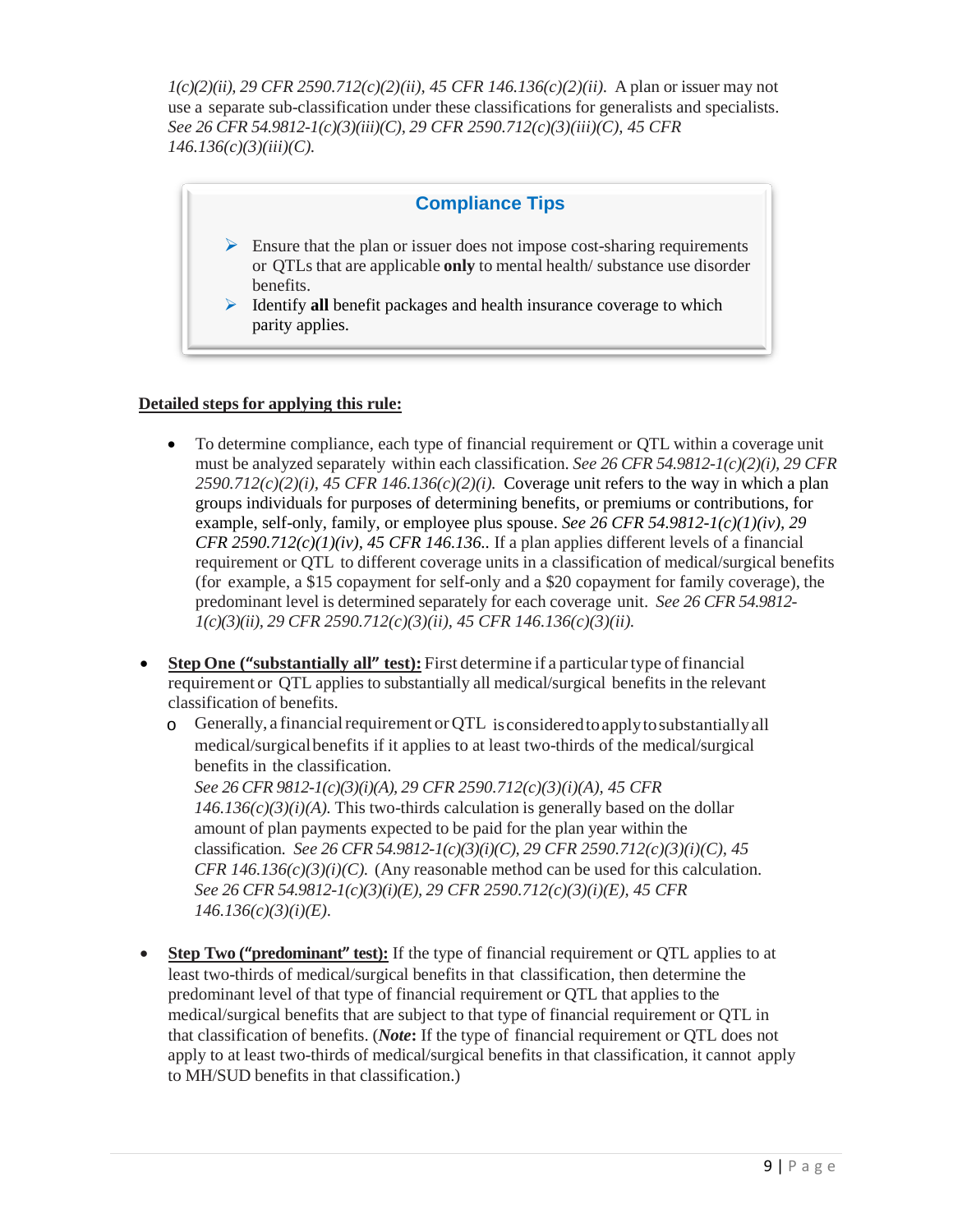*1(c)(2)(ii), 29 CFR 2590.712(c)(2)(ii), 45 CFR 146.136(c)(2)(ii).* A plan or issuer may not use a separate sub-classification under these classifications for generalists and specialists. *See 26 CFR 54.9812-1(c)(3)(iii)(C), 29 CFR 2590.712(c)(3)(iii)(C), 45 CFR 146.136(c)(3)(iii)(C).*

### Compliance Tips

- Ensure that the plan or issuer does not impose cost-sharing requirements or QTLs that are applicable **only** to mental health/ substance use disorder benefits.
- Identify **all** benefit packages and health insurance coverage to which parity applies.

**Detailed steps for applying this rule:**

- To determine compliance, each type of financial requirement or QTL within a coverage unit must be analyzed separately within each classification. *See 26 CFR 54.9812-1(c)(2)(i), 29 CFR 2590.712(c)(2)(i), 45 CFR 146.136(c)(2)(i).* Coverage unit refers to the way in which a plan groups individuals for purposes of determining benefits, or premiums or contributions, for example, self-only, family, or employee plus spouse. *See 26 CFR 54.9812-1(c)(1)(iv), 29 CFR 2590.712(c)(1)(iv), 45 CFR 146.136..* If a plan applies different levels of a financial requirement or QTL to different coverage units in a classification of medical/surgical benefits (for example, a $15 copayment for self-only and a $20 copayment for family coverage), the predominant level is determined separately for each coverage unit. *See 26 CFR 54.9812-1(c)(3)(ii), 29 CFR 2590.712(c)(3)(ii), 45 CFR 146.136(c)(3)(ii).*

- **Step One ("substantially all" test):** First determine if a particular type of financial requirement or QTL applies to substantially all medical/surgical benefits in the relevant classification of benefits.
  - Generally, a financial requirement or QTL is considered to apply to substantially all medical/surgical benefits if it applies to at least two-thirds of the medical/surgical benefits in the classification. *See 26 CFR 9812-1(c)(3)(i)(A), 29 CFR 2590.712(c)(3)(i)(A), 45 CFR 146.136(c)(3)(i)(A).* This two-thirds calculation is generally based on the dollar amount of plan payments expected to be paid for the plan year within the classification. *See 26 CFR 54.9812-1(c)(3)(i)(C), 29 CFR 2590.712(c)(3)(i)(C), 45 CFR 146.136(c)(3)(i)(C).* (Any reasonable method can be used for this calculation. *See 26 CFR 54.9812-1(c)(3)(i)(E), 29 CFR 2590.712(c)(3)(i)(E), 45 CFR 146.136(c)(3)(i)(E).*

- **Step Two ("predominant" test):** If the type of financial requirement or QTL applies to at least two-thirds of medical/surgical benefits in that classification, then determine the predominant level of that type of financial requirement or QTL that applies to the medical/surgical benefits that are subject to that type of financial requirement or QTL in that classification of benefits. (***Note*:** If the type of financial requirement or QTL does not apply to at least two-thirds of medical/surgical benefits in that classification, it cannot apply to MH/SUD benefits in that classification.)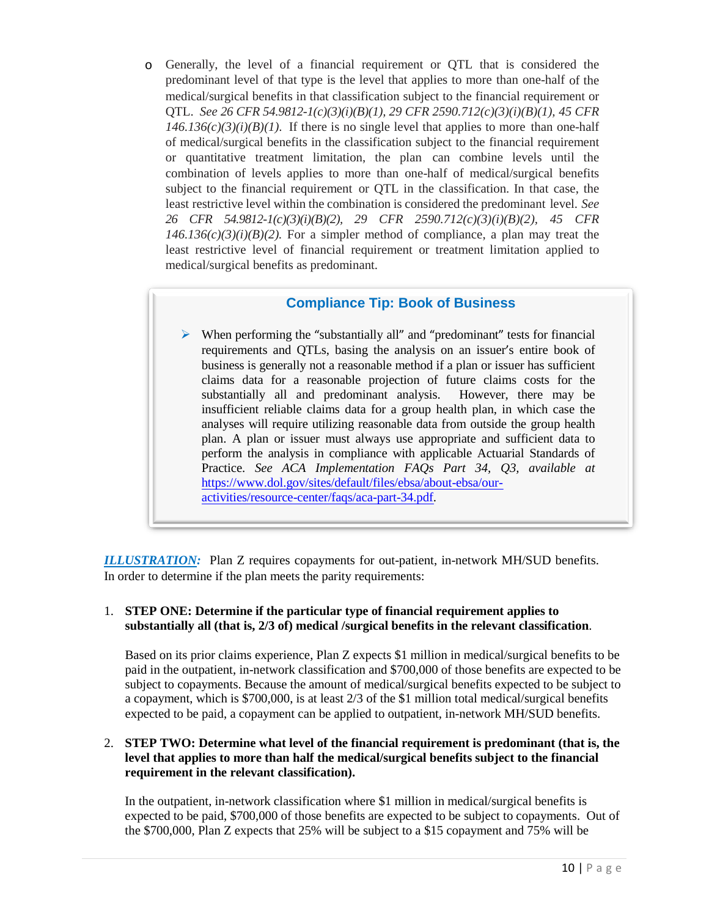- Generally, the level of a financial requirement or QTL that is considered the predominant level of that type is the level that applies to more than one-half of the medical/surgical benefits in that classification subject to the financial requirement or QTL. *See 26 CFR 54.9812-1(c)(3)(i)(B)(1), 29 CFR 2590.712(c)(3)(i)(B)(1), 45 CFR 146.136(c)(3)(i)(B)(1).* If there is no single level that applies to more than one-half of medical/surgical benefits in the classification subject to the financial requirement or quantitative treatment limitation, the plan can combine levels until the combination of levels applies to more than one-half of medical/surgical benefits subject to the financial requirement or QTL in the classification. In that case, the least restrictive level within the combination is considered the predominant level. *See 26 CFR 54.9812-1(c)(3)(i)(B)(2), 29 CFR 2590.712(c)(3)(i)(B)(2), 45 CFR 146.136(c)(3)(i)(B)(2).* For a simpler method of compliance, a plan may treat the least restrictive level of financial requirement or treatment limitation applied to medical/surgical benefits as predominant.

> **Compliance Tip: Book of Business**
>
> - When performing the "substantially all" and "predominant" tests for financial requirements and QTLs, basing the analysis on an issuer's entire book of business is generally not a reasonable method if a plan or issuer has sufficient claims data for a reasonable projection of future claims costs for the substantially all and predominant analysis. However, there may be insufficient reliable claims data for a group health plan, in which case the analyses will require utilizing reasonable data from outside the group health plan. A plan or issuer must always use appropriate and sufficient data to perform the analysis in compliance with applicable Actuarial Standards of Practice. *See ACA Implementation FAQs Part 34, Q3, available at* https://www.dol.gov/sites/default/files/ebsa/about-ebsa/our-activities/resource-center/faqs/aca-part-34.pdf.

***ILLUSTRATION:*** Plan Z requires copayments for out-patient, in-network MH/SUD benefits. In order to determine if the plan meets the parity requirements:

1. **STEP ONE: Determine if the particular type of financial requirement applies to substantially all (that is, 2/3 of) medical /surgical benefits in the relevant classification**.

   Based on its prior claims experience, Plan Z expects $1 million in medical/surgical benefits to be paid in the outpatient, in-network classification and $700,000 of those benefits are expected to be subject to copayments. Because the amount of medical/surgical benefits expected to be subject to a copayment, which is $700,000, is at least 2/3 of the $1 million total medical/surgical benefits expected to be paid, a copayment can be applied to outpatient, in-network MH/SUD benefits.

2. **STEP TWO: Determine what level of the financial requirement is predominant (that is, the level that applies to more than half the medical/surgical benefits subject to the financial requirement in the relevant classification).**

   In the outpatient, in-network classification where $1 million in medical/surgical benefits is expected to be paid, $700,000 of those benefits are expected to be subject to copayments. Out of the $700,000, Plan Z expects that 25% will be subject to a $15 copayment and 75% will be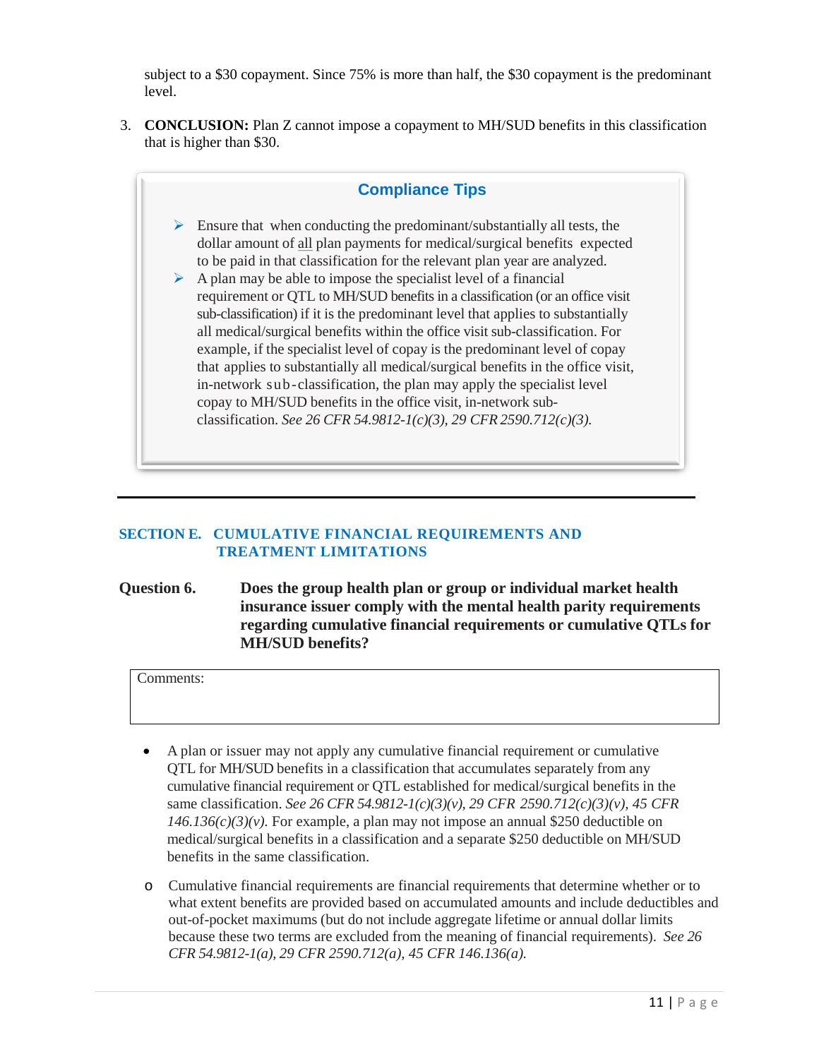subject to a $30 copayment. Since 75% is more than half, the $30 copayment is the predominant level.

3. **CONCLUSION:** Plan Z cannot impose a copayment to MH/SUD benefits in this classification that is higher than $30.

> **Compliance Tips**
>
> - Ensure that when conducting the predominant/substantially all tests, the dollar amount of all plan payments for medical/surgical benefits expected to be paid in that classification for the relevant plan year are analyzed.
> - A plan may be able to impose the specialist level of a financial requirement or QTL to MH/SUD benefits in a classification (or an office visit sub-classification) if it is the predominant level that applies to substantially all medical/surgical benefits within the office visit sub-classification. For example, if the specialist level of copay is the predominant level of copay that applies to substantially all medical/surgical benefits in the office visit, in-network sub-classification, the plan may apply the specialist level copay to MH/SUD benefits in the office visit, in-network sub-classification. *See 26 CFR 54.9812-1(c)(3), 29 CFR 2590.712(c)(3).*

---

## SECTION E. CUMULATIVE FINANCIAL REQUIREMENTS AND TREATMENT LIMITATIONS

**Question 6. Does the group health plan or group or individual market health insurance issuer comply with the mental health parity requirements regarding cumulative financial requirements or cumulative QTLs for MH/SUD benefits?**

| Comments: |
| --- |
| |

- A plan or issuer may not apply any cumulative financial requirement or cumulative QTL for MH/SUD benefits in a classification that accumulates separately from any cumulative financial requirement or QTL established for medical/surgical benefits in the same classification. *See 26 CFR 54.9812-1(c)(3)(v), 29 CFR 2590.712(c)(3)(v), 45 CFR 146.136(c)(3)(v).* For example, a plan may not impose an annual $250 deductible on medical/surgical benefits in a classification and a separate $250 deductible on MH/SUD benefits in the same classification.

  - Cumulative financial requirements are financial requirements that determine whether or to what extent benefits are provided based on accumulated amounts and include deductibles and out-of-pocket maximums (but do not include aggregate lifetime or annual dollar limits because these two terms are excluded from the meaning of financial requirements). *See 26 CFR 54.9812-1(a), 29 CFR 2590.712(a), 45 CFR 146.136(a).*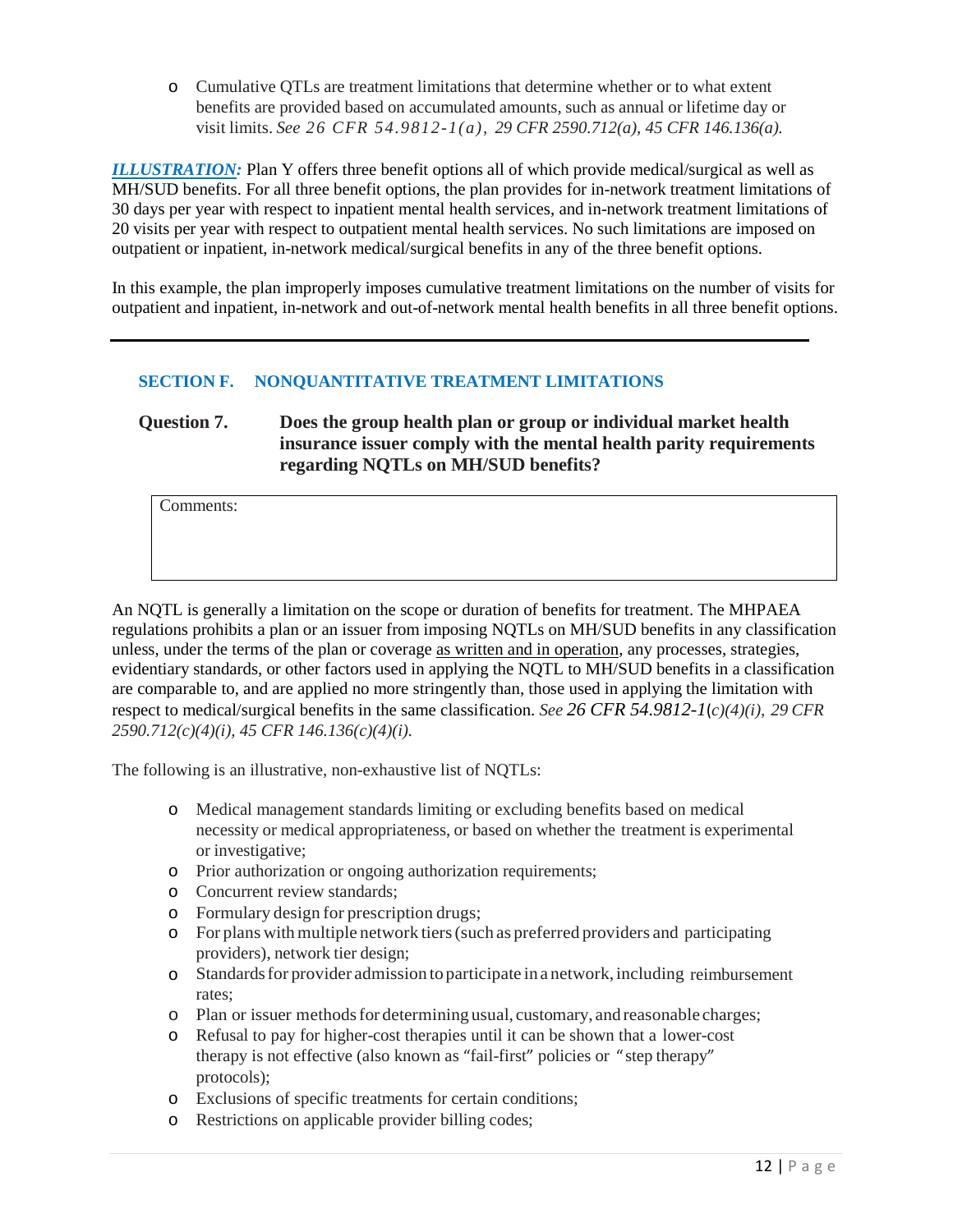- Cumulative QTLs are treatment limitations that determine whether or to what extent benefits are provided based on accumulated amounts, such as annual or lifetime day or visit limits. *See 26 CFR 54.9812-1(a), 29 CFR 2590.712(a), 45 CFR 146.136(a).*

***ILLUSTRATION:*** Plan Y offers three benefit options all of which provide medical/surgical as well as MH/SUD benefits. For all three benefit options, the plan provides for in-network treatment limitations of 30 days per year with respect to inpatient mental health services, and in-network treatment limitations of 20 visits per year with respect to outpatient mental health services. No such limitations are imposed on outpatient or inpatient, in-network medical/surgical benefits in any of the three benefit options.

In this example, the plan improperly imposes cumulative treatment limitations on the number of visits for outpatient and inpatient, in-network and out-of-network mental health benefits in all three benefit options.

---

## SECTION F. NONQUANTITATIVE TREATMENT LIMITATIONS

### Question 7. Does the group health plan or group or individual market health insurance issuer comply with the mental health parity requirements regarding NQTLs on MH/SUD benefits?

| Comments: |
|---|
| |

An NQTL is generally a limitation on the scope or duration of benefits for treatment. The MHPAEA regulations prohibits a plan or an issuer from imposing NQTLs on MH/SUD benefits in any classification unless, under the terms of the plan or coverage as written and in operation, any processes, strategies, evidentiary standards, or other factors used in applying the NQTL to MH/SUD benefits in a classification are comparable to, and are applied no more stringently than, those used in applying the limitation with respect to medical/surgical benefits in the same classification. *See 26 CFR 54.9812-1(c)(4)(i), 29 CFR 2590.712(c)(4)(i), 45 CFR 146.136(c)(4)(i).*

The following is an illustrative, non-exhaustive list of NQTLs:

- Medical management standards limiting or excluding benefits based on medical necessity or medical appropriateness, or based on whether the treatment is experimental or investigative;
- Prior authorization or ongoing authorization requirements;
- Concurrent review standards;
- Formulary design for prescription drugs;
- For plans with multiple network tiers (such as preferred providers and participating providers), network tier design;
- Standards for provider admission to participate in a network, including reimbursement rates;
- Plan or issuer methods for determining usual, customary, and reasonable charges;
- Refusal to pay for higher-cost therapies until it can be shown that a lower-cost therapy is not effective (also known as "fail-first" policies or "step therapy" protocols);
- Exclusions of specific treatments for certain conditions;
- Restrictions on applicable provider billing codes;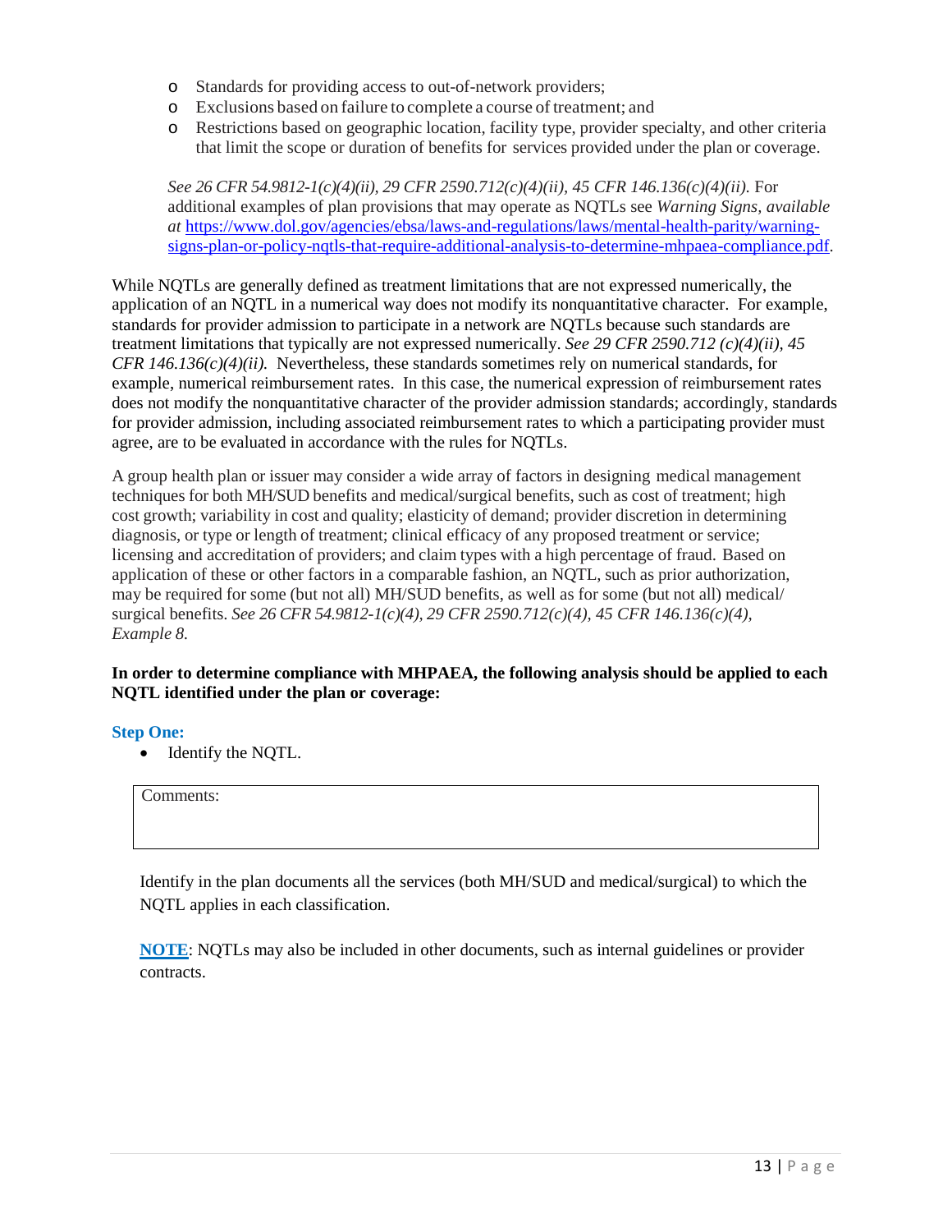- Standards for providing access to out-of-network providers;
- Exclusions based on failure to complete a course of treatment; and
- Restrictions based on geographic location, facility type, provider specialty, and other criteria that limit the scope or duration of benefits for services provided under the plan or coverage.

*See 26 CFR 54.9812-1(c)(4)(ii), 29 CFR 2590.712(c)(4)(ii), 45 CFR 146.136(c)(4)(ii).* For additional examples of plan provisions that may operate as NQTLs see *Warning Signs, available at* https://www.dol.gov/agencies/ebsa/laws-and-regulations/laws/mental-health-parity/warning-signs-plan-or-policy-nqtls-that-require-additional-analysis-to-determine-mhpaea-compliance.pdf.

While NQTLs are generally defined as treatment limitations that are not expressed numerically, the application of an NQTL in a numerical way does not modify its nonquantitative character. For example, standards for provider admission to participate in a network are NQTLs because such standards are treatment limitations that typically are not expressed numerically. *See 29 CFR 2590.712 (c)(4)(ii), 45 CFR 146.136(c)(4)(ii).* Nevertheless, these standards sometimes rely on numerical standards, for example, numerical reimbursement rates. In this case, the numerical expression of reimbursement rates does not modify the nonquantitative character of the provider admission standards; accordingly, standards for provider admission, including associated reimbursement rates to which a participating provider must agree, are to be evaluated in accordance with the rules for NQTLs.

A group health plan or issuer may consider a wide array of factors in designing medical management techniques for both MH/SUD benefits and medical/surgical benefits, such as cost of treatment; high cost growth; variability in cost and quality; elasticity of demand; provider discretion in determining diagnosis, or type or length of treatment; clinical efficacy of any proposed treatment or service; licensing and accreditation of providers; and claim types with a high percentage of fraud. Based on application of these or other factors in a comparable fashion, an NQTL, such as prior authorization, may be required for some (but not all) MH/SUD benefits, as well as for some (but not all) medical/ surgical benefits. *See 26 CFR 54.9812-1(c)(4), 29 CFR 2590.712(c)(4), 45 CFR 146.136(c)(4), Example 8.*

**In order to determine compliance with MHPAEA, the following analysis should be applied to each NQTL identified under the plan or coverage:**

**Step One:**

- Identify the NQTL.

| Comments: |
|---|
| |

Identify in the plan documents all the services (both MH/SUD and medical/surgical) to which the NQTL applies in each classification.

**NOTE**: NQTLs may also be included in other documents, such as internal guidelines or provider contracts.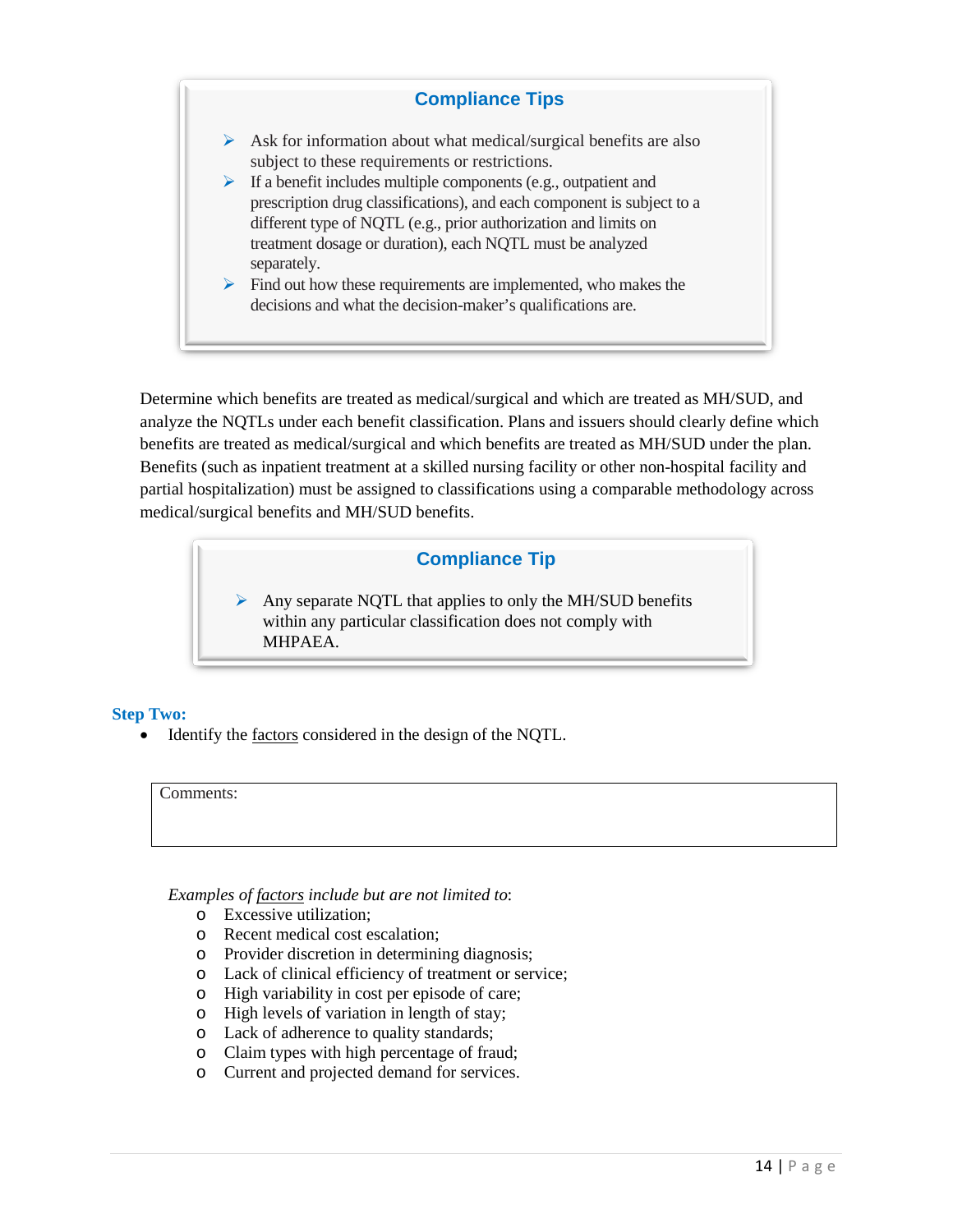### Compliance Tips

- Ask for information about what medical/surgical benefits are also subject to these requirements or restrictions.
- If a benefit includes multiple components (e.g., outpatient and prescription drug classifications), and each component is subject to a different type of NQTL (e.g., prior authorization and limits on treatment dosage or duration), each NQTL must be analyzed separately.
- Find out how these requirements are implemented, who makes the decisions and what the decision-maker's qualifications are.

Determine which benefits are treated as medical/surgical and which are treated as MH/SUD, and analyze the NQTLs under each benefit classification. Plans and issuers should clearly define which benefits are treated as medical/surgical and which benefits are treated as MH/SUD under the plan. Benefits (such as inpatient treatment at a skilled nursing facility or other non-hospital facility and partial hospitalization) must be assigned to classifications using a comparable methodology across medical/surgical benefits and MH/SUD benefits.

### Compliance Tip

- Any separate NQTL that applies to only the MH/SUD benefits within any particular classification does not comply with MHPAEA.

**Step Two:**

- Identify the <u>factors</u> considered in the design of the NQTL.

| Comments: |
|---|
| |

*Examples of <u>factors</u> include but are not limited to*:

- Excessive utilization;
- Recent medical cost escalation;
- Provider discretion in determining diagnosis;
- Lack of clinical efficiency of treatment or service;
- High variability in cost per episode of care;
- High levels of variation in length of stay;
- Lack of adherence to quality standards;
- Claim types with high percentage of fraud;
- Current and projected demand for services.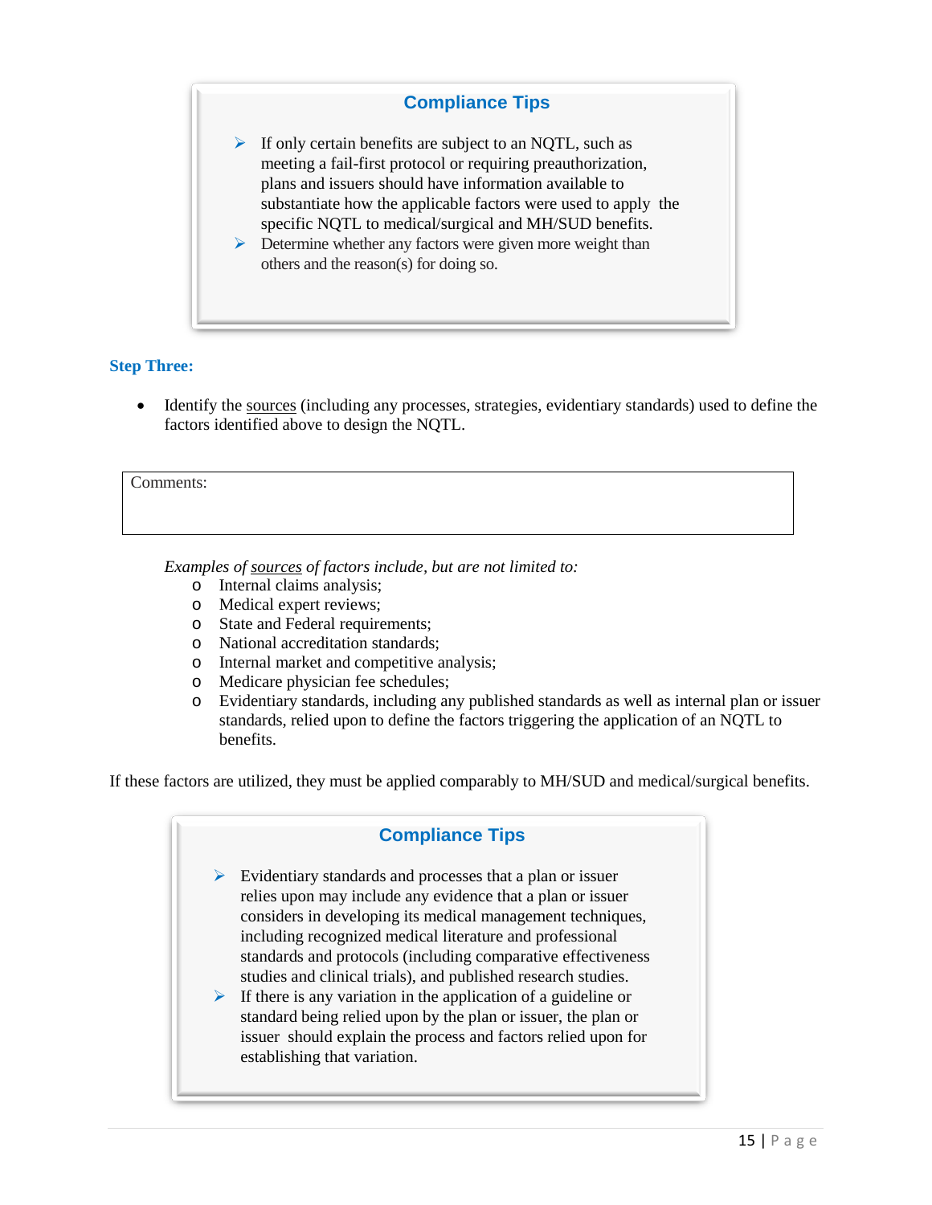> **Compliance Tips**
>
> - If only certain benefits are subject to an NQTL, such as meeting a fail-first protocol or requiring preauthorization, plans and issuers should have information available to substantiate how the applicable factors were used to apply the specific NQTL to medical/surgical and MH/SUD benefits.
> - Determine whether any factors were given more weight than others and the reason(s) for doing so.

### Step Three:

- Identify the <u>sources</u> (including any processes, strategies, evidentiary standards) used to define the factors identified above to design the NQTL.

| Comments: |
|---|
| |

*Examples of <u>sources</u> of factors include, but are not limited to:*

- Internal claims analysis;
- Medical expert reviews;
- State and Federal requirements;
- National accreditation standards;
- Internal market and competitive analysis;
- Medicare physician fee schedules;
- Evidentiary standards, including any published standards as well as internal plan or issuer standards, relied upon to define the factors triggering the application of an NQTL to benefits.

If these factors are utilized, they must be applied comparably to MH/SUD and medical/surgical benefits.

> **Compliance Tips**
>
> - Evidentiary standards and processes that a plan or issuer relies upon may include any evidence that a plan or issuer considers in developing its medical management techniques, including recognized medical literature and professional standards and protocols (including comparative effectiveness studies and clinical trials), and published research studies.
> - If there is any variation in the application of a guideline or standard being relied upon by the plan or issuer, the plan or issuer should explain the process and factors relied upon for establishing that variation.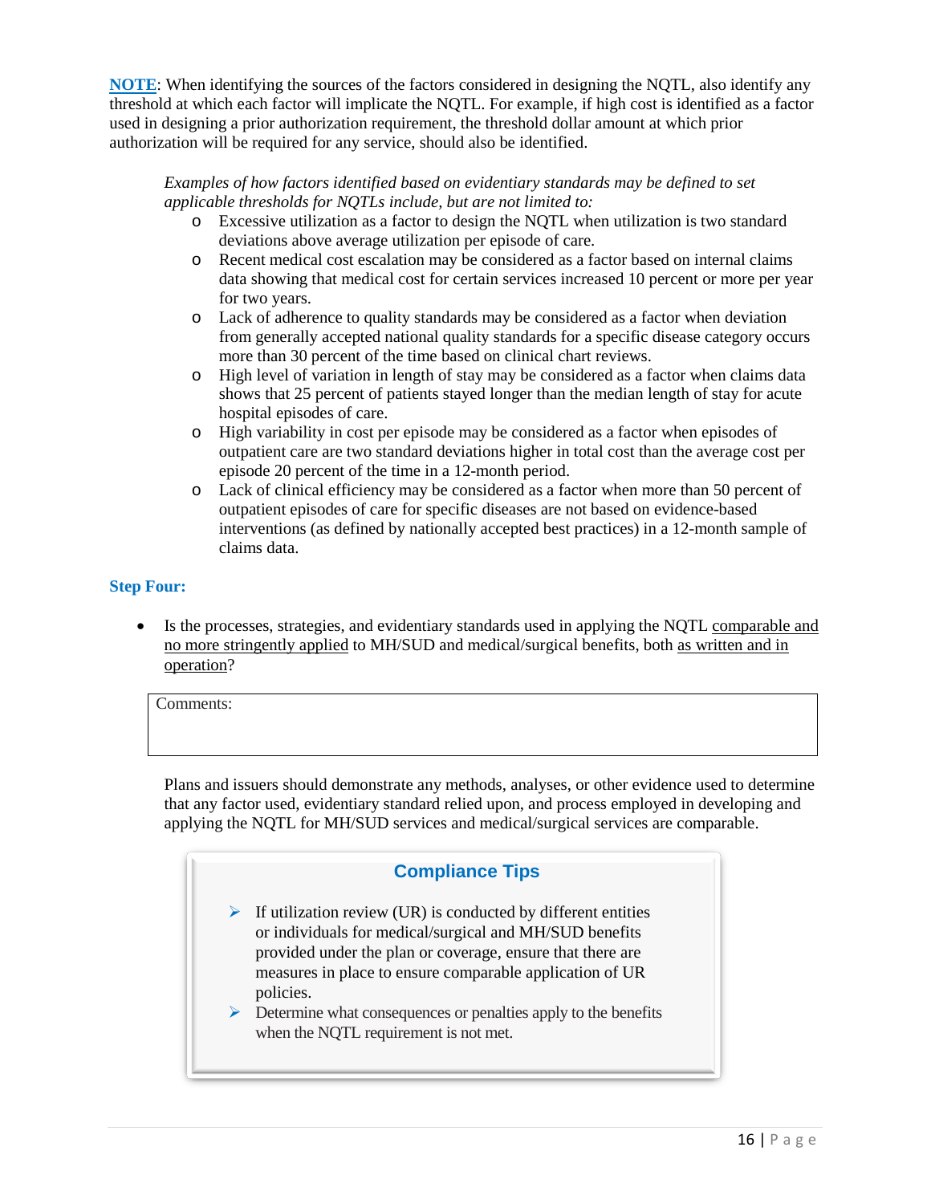**NOTE**: When identifying the sources of the factors considered in designing the NQTL, also identify any threshold at which each factor will implicate the NQTL. For example, if high cost is identified as a factor used in designing a prior authorization requirement, the threshold dollar amount at which prior authorization will be required for any service, should also be identified.

*Examples of how factors identified based on evidentiary standards may be defined to set applicable thresholds for NQTLs include, but are not limited to:*

- Excessive utilization as a factor to design the NQTL when utilization is two standard deviations above average utilization per episode of care.
- Recent medical cost escalation may be considered as a factor based on internal claims data showing that medical cost for certain services increased 10 percent or more per year for two years.
- Lack of adherence to quality standards may be considered as a factor when deviation from generally accepted national quality standards for a specific disease category occurs more than 30 percent of the time based on clinical chart reviews.
- High level of variation in length of stay may be considered as a factor when claims data shows that 25 percent of patients stayed longer than the median length of stay for acute hospital episodes of care.
- High variability in cost per episode may be considered as a factor when episodes of outpatient care are two standard deviations higher in total cost than the average cost per episode 20 percent of the time in a 12-month period.
- Lack of clinical efficiency may be considered as a factor when more than 50 percent of outpatient episodes of care for specific diseases are not based on evidence-based interventions (as defined by nationally accepted best practices) in a 12-month sample of claims data.

### Step Four:

- Is the processes, strategies, and evidentiary standards used in applying the NQTL comparable and no more stringently applied to MH/SUD and medical/surgical benefits, both as written and in operation?

| Comments: |
| --- |
| |

Plans and issuers should demonstrate any methods, analyses, or other evidence used to determine that any factor used, evidentiary standard relied upon, and process employed in developing and applying the NQTL for MH/SUD services and medical/surgical services are comparable.

#### Compliance Tips

- If utilization review (UR) is conducted by different entities or individuals for medical/surgical and MH/SUD benefits provided under the plan or coverage, ensure that there are measures in place to ensure comparable application of UR policies.
- Determine what consequences or penalties apply to the benefits when the NQTL requirement is not met.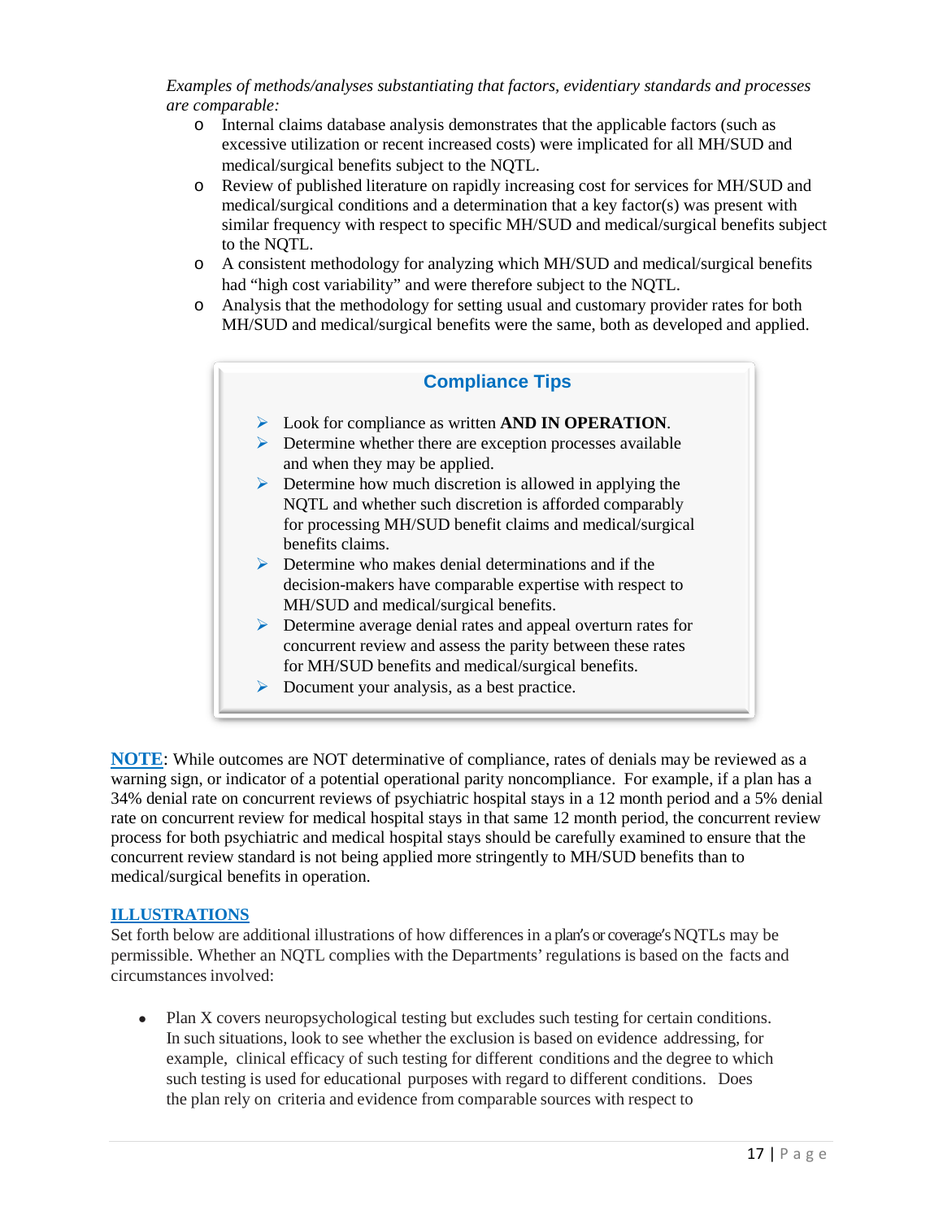*Examples of methods/analyses substantiating that factors, evidentiary standards and processes are comparable:*

- Internal claims database analysis demonstrates that the applicable factors (such as excessive utilization or recent increased costs) were implicated for all MH/SUD and medical/surgical benefits subject to the NQTL.
- Review of published literature on rapidly increasing cost for services for MH/SUD and medical/surgical conditions and a determination that a key factor(s) was present with similar frequency with respect to specific MH/SUD and medical/surgical benefits subject to the NQTL.
- A consistent methodology for analyzing which MH/SUD and medical/surgical benefits had "high cost variability" and were therefore subject to the NQTL.
- Analysis that the methodology for setting usual and customary provider rates for both MH/SUD and medical/surgical benefits were the same, both as developed and applied.

### Compliance Tips

- Look for compliance as written **AND IN OPERATION**.
- Determine whether there are exception processes available and when they may be applied.
- Determine how much discretion is allowed in applying the NQTL and whether such discretion is afforded comparably for processing MH/SUD benefit claims and medical/surgical benefits claims.
- Determine who makes denial determinations and if the decision-makers have comparable expertise with respect to MH/SUD and medical/surgical benefits.
- Determine average denial rates and appeal overturn rates for concurrent review and assess the parity between these rates for MH/SUD benefits and medical/surgical benefits.
- Document your analysis, as a best practice.

**NOTE**: While outcomes are NOT determinative of compliance, rates of denials may be reviewed as a warning sign, or indicator of a potential operational parity noncompliance. For example, if a plan has a 34% denial rate on concurrent reviews of psychiatric hospital stays in a 12 month period and a 5% denial rate on concurrent review for medical hospital stays in that same 12 month period, the concurrent review process for both psychiatric and medical hospital stays should be carefully examined to ensure that the concurrent review standard is not being applied more stringently to MH/SUD benefits than to medical/surgical benefits in operation.

## ILLUSTRATIONS

Set forth below are additional illustrations of how differences in a plan's or coverage's NQTLs may be permissible. Whether an NQTL complies with the Departments' regulations is based on the facts and circumstances involved:

- Plan X covers neuropsychological testing but excludes such testing for certain conditions. In such situations, look to see whether the exclusion is based on evidence addressing, for example, clinical efficacy of such testing for different conditions and the degree to which such testing is used for educational purposes with regard to different conditions. Does the plan rely on criteria and evidence from comparable sources with respect to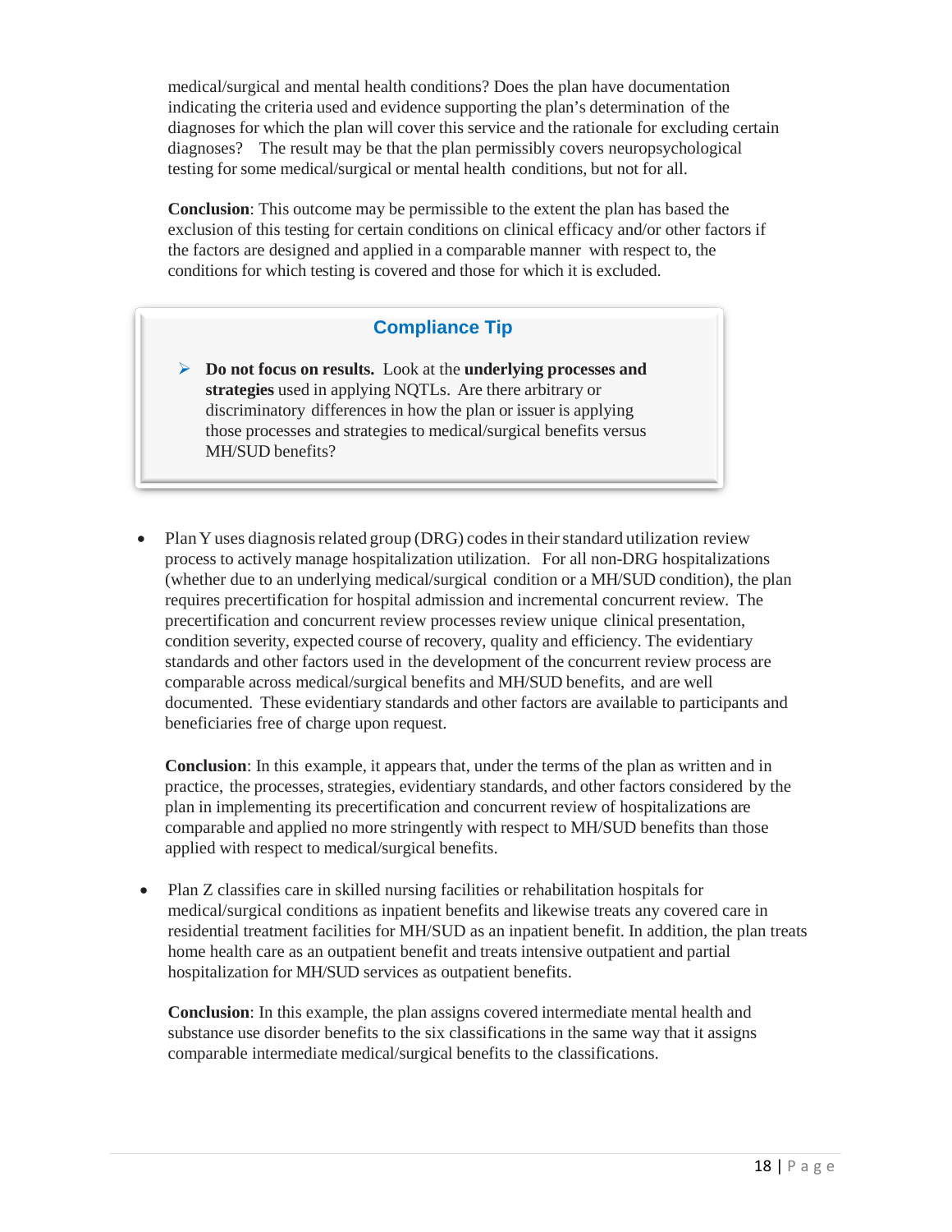medical/surgical and mental health conditions? Does the plan have documentation indicating the criteria used and evidence supporting the plan's determination of the diagnoses for which the plan will cover this service and the rationale for excluding certain diagnoses? The result may be that the plan permissibly covers neuropsychological testing for some medical/surgical or mental health conditions, but not for all.

**Conclusion**: This outcome may be permissible to the extent the plan has based the exclusion of this testing for certain conditions on clinical efficacy and/or other factors if the factors are designed and applied in a comparable manner with respect to, the conditions for which testing is covered and those for which it is excluded.

> **Compliance Tip**
>
> - **Do not focus on results.** Look at the **underlying processes and strategies** used in applying NQTLs. Are there arbitrary or discriminatory differences in how the plan or issuer is applying those processes and strategies to medical/surgical benefits versus MH/SUD benefits?

- Plan Y uses diagnosis related group (DRG) codes in their standard utilization review process to actively manage hospitalization utilization. For all non-DRG hospitalizations (whether due to an underlying medical/surgical condition or a MH/SUD condition), the plan requires precertification for hospital admission and incremental concurrent review. The precertification and concurrent review processes review unique clinical presentation, condition severity, expected course of recovery, quality and efficiency. The evidentiary standards and other factors used in the development of the concurrent review process are comparable across medical/surgical benefits and MH/SUD benefits, and are well documented. These evidentiary standards and other factors are available to participants and beneficiaries free of charge upon request.

  **Conclusion**: In this example, it appears that, under the terms of the plan as written and in practice, the processes, strategies, evidentiary standards, and other factors considered by the plan in implementing its precertification and concurrent review of hospitalizations are comparable and applied no more stringently with respect to MH/SUD benefits than those applied with respect to medical/surgical benefits.

- Plan Z classifies care in skilled nursing facilities or rehabilitation hospitals for medical/surgical conditions as inpatient benefits and likewise treats any covered care in residential treatment facilities for MH/SUD as an inpatient benefit. In addition, the plan treats home health care as an outpatient benefit and treats intensive outpatient and partial hospitalization for MH/SUD services as outpatient benefits.

  **Conclusion**: In this example, the plan assigns covered intermediate mental health and substance use disorder benefits to the six classifications in the same way that it assigns comparable intermediate medical/surgical benefits to the classifications.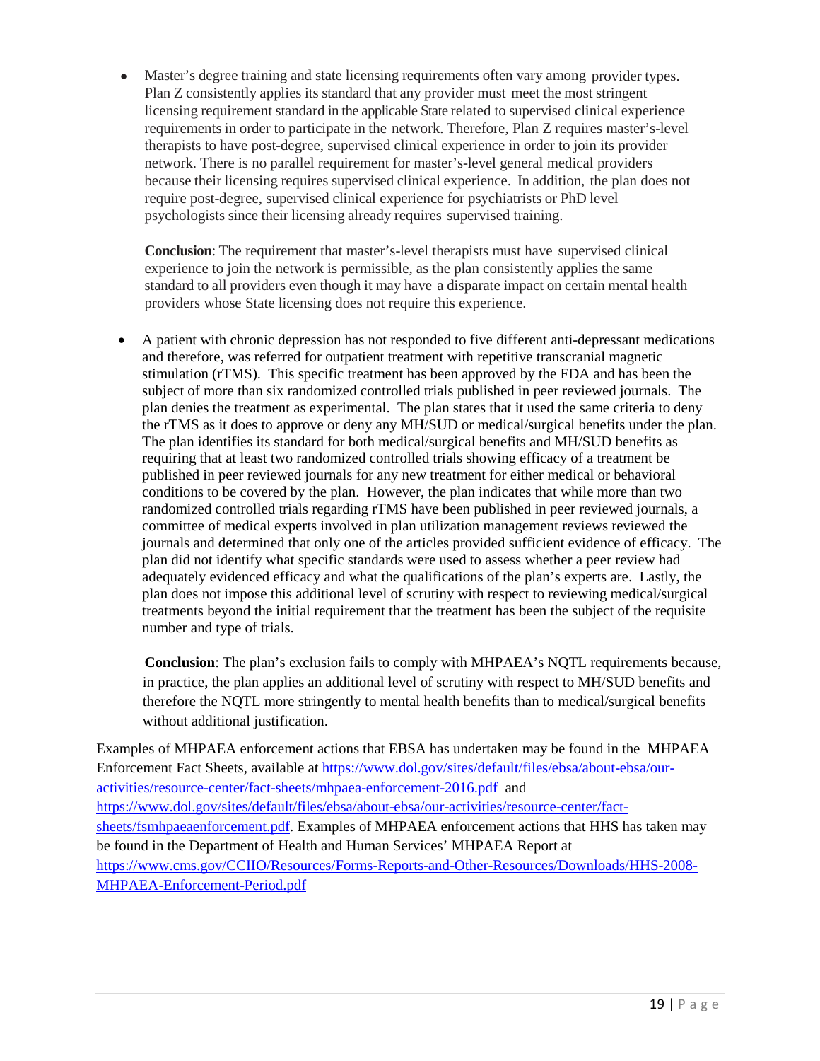- Master's degree training and state licensing requirements often vary among provider types. Plan Z consistently applies its standard that any provider must meet the most stringent licensing requirement standard in the applicable State related to supervised clinical experience requirements in order to participate in the network. Therefore, Plan Z requires master's-level therapists to have post-degree, supervised clinical experience in order to join its provider network. There is no parallel requirement for master's-level general medical providers because their licensing requires supervised clinical experience. In addition, the plan does not require post-degree, supervised clinical experience for psychiatrists or PhD level psychologists since their licensing already requires supervised training.

  **Conclusion**: The requirement that master's-level therapists must have supervised clinical experience to join the network is permissible, as the plan consistently applies the same standard to all providers even though it may have a disparate impact on certain mental health providers whose State licensing does not require this experience.

- A patient with chronic depression has not responded to five different anti-depressant medications and therefore, was referred for outpatient treatment with repetitive transcranial magnetic stimulation (rTMS). This specific treatment has been approved by the FDA and has been the subject of more than six randomized controlled trials published in peer reviewed journals. The plan denies the treatment as experimental. The plan states that it used the same criteria to deny the rTMS as it does to approve or deny any MH/SUD or medical/surgical benefits under the plan. The plan identifies its standard for both medical/surgical benefits and MH/SUD benefits as requiring that at least two randomized controlled trials showing efficacy of a treatment be published in peer reviewed journals for any new treatment for either medical or behavioral conditions to be covered by the plan. However, the plan indicates that while more than two randomized controlled trials regarding rTMS have been published in peer reviewed journals, a committee of medical experts involved in plan utilization management reviews reviewed the journals and determined that only one of the articles provided sufficient evidence of efficacy. The plan did not identify what specific standards were used to assess whether a peer review had adequately evidenced efficacy and what the qualifications of the plan's experts are. Lastly, the plan does not impose this additional level of scrutiny with respect to reviewing medical/surgical treatments beyond the initial requirement that the treatment has been the subject of the requisite number and type of trials.

  **Conclusion**: The plan's exclusion fails to comply with MHPAEA's NQTL requirements because, in practice, the plan applies an additional level of scrutiny with respect to MH/SUD benefits and therefore the NQTL more stringently to mental health benefits than to medical/surgical benefits without additional justification.

Examples of MHPAEA enforcement actions that EBSA has undertaken may be found in the MHPAEA Enforcement Fact Sheets, available at https://www.dol.gov/sites/default/files/ebsa/about-ebsa/our-activities/resource-center/fact-sheets/mhpaea-enforcement-2016.pdf and https://www.dol.gov/sites/default/files/ebsa/about-ebsa/our-activities/resource-center/fact-sheets/fsmhpaeaenforcement.pdf. Examples of MHPAEA enforcement actions that HHS has taken may be found in the Department of Health and Human Services' MHPAEA Report at https://www.cms.gov/CCIIO/Resources/Forms-Reports-and-Other-Resources/Downloads/HHS-2008-MHPAEA-Enforcement-Period.pdf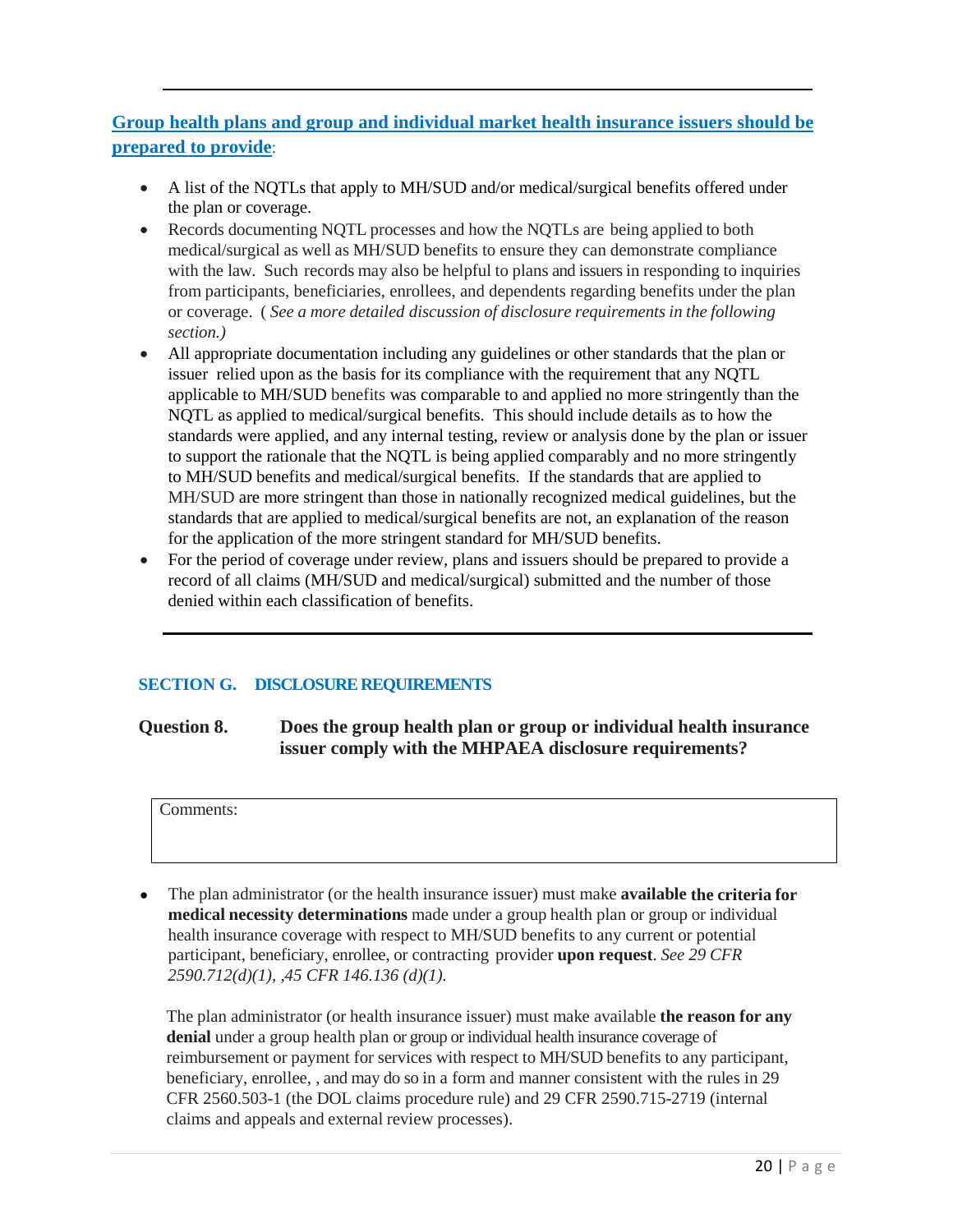---

**Group health plans and group and individual market health insurance issuers should be prepared to provide**:

- A list of the NQTLs that apply to MH/SUD and/or medical/surgical benefits offered under the plan or coverage.
- Records documenting NQTL processes and how the NQTLs are being applied to both medical/surgical as well as MH/SUD benefits to ensure they can demonstrate compliance with the law. Such records may also be helpful to plans and issuers in responding to inquiries from participants, beneficiaries, enrollees, and dependents regarding benefits under the plan or coverage. ( *See a more detailed discussion of disclosure requirements in the following section.)*
- All appropriate documentation including any guidelines or other standards that the plan or issuer relied upon as the basis for its compliance with the requirement that any NQTL applicable to MH/SUD benefits was comparable to and applied no more stringently than the NQTL as applied to medical/surgical benefits. This should include details as to how the standards were applied, and any internal testing, review or analysis done by the plan or issuer to support the rationale that the NQTL is being applied comparably and no more stringently to MH/SUD benefits and medical/surgical benefits. If the standards that are applied to MH/SUD are more stringent than those in nationally recognized medical guidelines, but the standards that are applied to medical/surgical benefits are not, an explanation of the reason for the application of the more stringent standard for MH/SUD benefits.
- For the period of coverage under review, plans and issuers should be prepared to provide a record of all claims (MH/SUD and medical/surgical) submitted and the number of those denied within each classification of benefits.

---

## SECTION G. DISCLOSURE REQUIREMENTS

### Question 8. Does the group health plan or group or individual health insurance issuer comply with the MHPAEA disclosure requirements?

| Comments: |
|---|
| |

- The plan administrator (or the health insurance issuer) must make **available the criteria for medical necessity determinations** made under a group health plan or group or individual health insurance coverage with respect to MH/SUD benefits to any current or potential participant, beneficiary, enrollee, or contracting provider **upon request**. *See 29 CFR 2590.712(d)(1), ,45 CFR 146.136 (d)(1).*

  The plan administrator (or health insurance issuer) must make available **the reason for any denial** under a group health plan or group or individual health insurance coverage of reimbursement or payment for services with respect to MH/SUD benefits to any participant, beneficiary, enrollee, , and may do so in a form and manner consistent with the rules in 29 CFR 2560.503-1 (the DOL claims procedure rule) and 29 CFR 2590.715-2719 (internal claims and appeals and external review processes).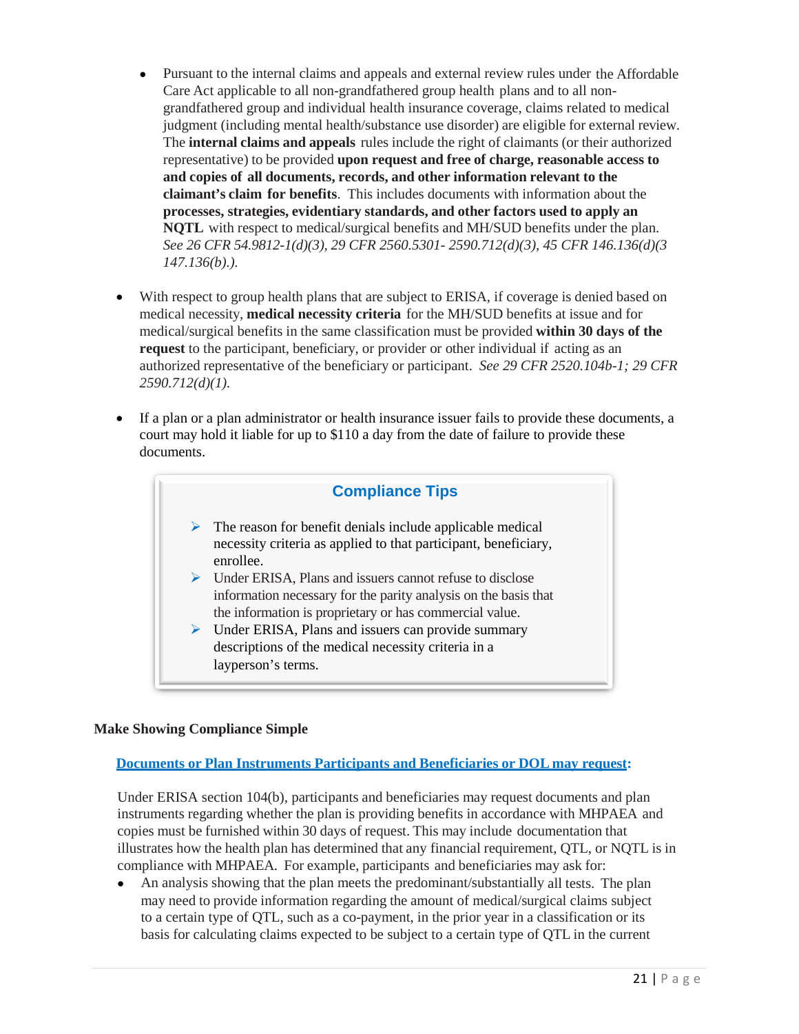- Pursuant to the internal claims and appeals and external review rules under the Affordable Care Act applicable to all non-grandfathered group health plans and to all non-grandfathered group and individual health insurance coverage, claims related to medical judgment (including mental health/substance use disorder) are eligible for external review. The **internal claims and appeals** rules include the right of claimants (or their authorized representative) to be provided **upon request and free of charge, reasonable access to and copies of all documents, records, and other information relevant to the claimant's claim for benefits**. This includes documents with information about the **processes, strategies, evidentiary standards, and other factors used to apply an NQTL** with respect to medical/surgical benefits and MH/SUD benefits under the plan. *See 26 CFR 54.9812-1(d)(3), 29 CFR 2560.5301- 2590.712(d)(3), 45 CFR 146.136(d)(3 147.136(b).).*

- With respect to group health plans that are subject to ERISA, if coverage is denied based on medical necessity, **medical necessity criteria** for the MH/SUD benefits at issue and for medical/surgical benefits in the same classification must be provided **within 30 days of the request** to the participant, beneficiary, or provider or other individual if acting as an authorized representative of the beneficiary or participant. *See 29 CFR 2520.104b-1; 29 CFR 2590.712(d)(1).*

- If a plan or a plan administrator or health insurance issuer fails to provide these documents, a court may hold it liable for up to $110 a day from the date of failure to provide these documents.

> **Compliance Tips**
>
> - The reason for benefit denials include applicable medical necessity criteria as applied to that participant, beneficiary, enrollee.
> - Under ERISA, Plans and issuers cannot refuse to disclose information necessary for the parity analysis on the basis that the information is proprietary or has commercial value.
> - Under ERISA, Plans and issuers can provide summary descriptions of the medical necessity criteria in a layperson's terms.

**Make Showing Compliance Simple**

**Documents or Plan Instruments Participants and Beneficiaries or DOL may request:**

Under ERISA section 104(b), participants and beneficiaries may request documents and plan instruments regarding whether the plan is providing benefits in accordance with MHPAEA and copies must be furnished within 30 days of request. This may include documentation that illustrates how the health plan has determined that any financial requirement, QTL, or NQTL is in compliance with MHPAEA. For example, participants and beneficiaries may ask for:

- An analysis showing that the plan meets the predominant/substantially all tests. The plan may need to provide information regarding the amount of medical/surgical claims subject to a certain type of QTL, such as a co-payment, in the prior year in a classification or its basis for calculating claims expected to be subject to a certain type of QTL in the current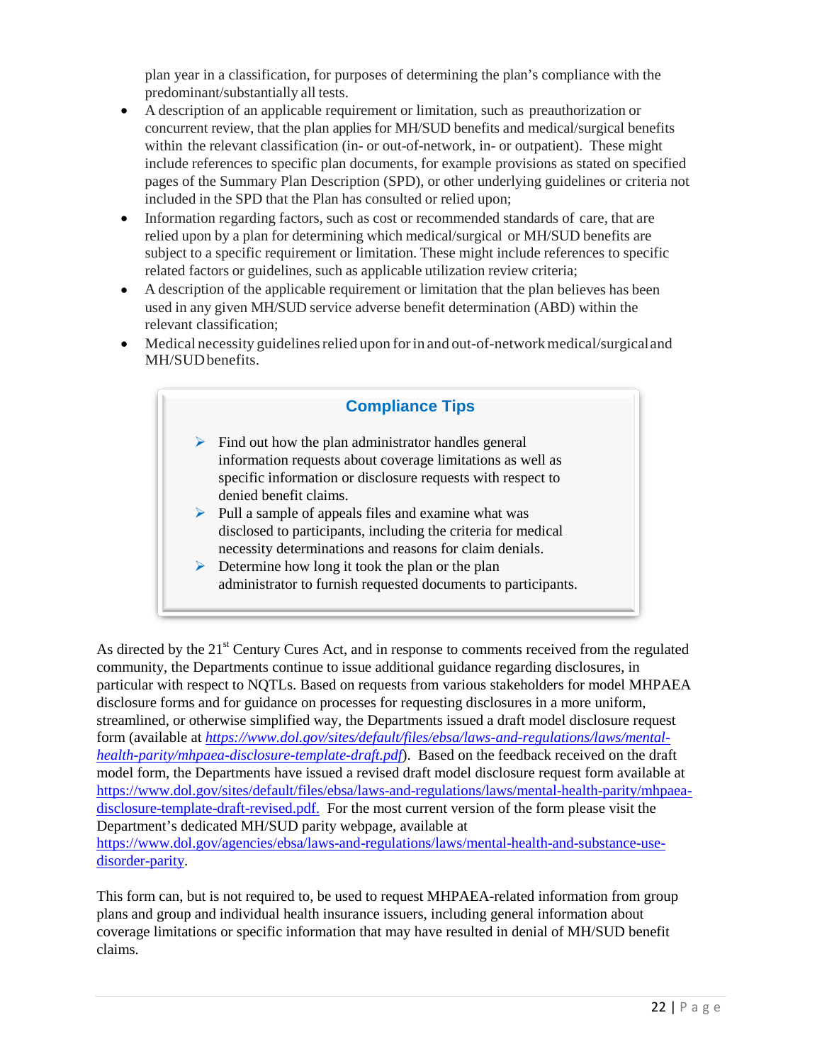plan year in a classification, for purposes of determining the plan's compliance with the predominant/substantially all tests.

- A description of an applicable requirement or limitation, such as preauthorization or concurrent review, that the plan applies for MH/SUD benefits and medical/surgical benefits within the relevant classification (in- or out-of-network, in- or outpatient). These might include references to specific plan documents, for example provisions as stated on specified pages of the Summary Plan Description (SPD), or other underlying guidelines or criteria not included in the SPD that the Plan has consulted or relied upon;
- Information regarding factors, such as cost or recommended standards of care, that are relied upon by a plan for determining which medical/surgical or MH/SUD benefits are subject to a specific requirement or limitation. These might include references to specific related factors or guidelines, such as applicable utilization review criteria;
- A description of the applicable requirement or limitation that the plan believes has been used in any given MH/SUD service adverse benefit determination (ABD) within the relevant classification;
- Medical necessity guidelines relied upon for in and out-of-network medical/surgical and MH/SUD benefits.

**Compliance Tips**

- Find out how the plan administrator handles general information requests about coverage limitations as well as specific information or disclosure requests with respect to denied benefit claims.
- Pull a sample of appeals files and examine what was disclosed to participants, including the criteria for medical necessity determinations and reasons for claim denials.
- Determine how long it took the plan or the plan administrator to furnish requested documents to participants.

As directed by the 21st Century Cures Act, and in response to comments received from the regulated community, the Departments continue to issue additional guidance regarding disclosures, in particular with respect to NQTLs. Based on requests from various stakeholders for model MHPAEA disclosure forms and for guidance on processes for requesting disclosures in a more uniform, streamlined, or otherwise simplified way, the Departments issued a draft model disclosure request form (available at *https://www.dol.gov/sites/default/files/ebsa/laws-and-regulations/laws/mental-health-parity/mhpaea-disclosure-template-draft.pdf*). Based on the feedback received on the draft model form, the Departments have issued a revised draft model disclosure request form available at https://www.dol.gov/sites/default/files/ebsa/laws-and-regulations/laws/mental-health-parity/mhpaea-disclosure-template-draft-revised.pdf. For the most current version of the form please visit the Department's dedicated MH/SUD parity webpage, available at https://www.dol.gov/agencies/ebsa/laws-and-regulations/laws/mental-health-and-substance-use-disorder-parity.

This form can, but is not required to, be used to request MHPAEA-related information from group plans and group and individual health insurance issuers, including general information about coverage limitations or specific information that may have resulted in denial of MH/SUD benefit claims.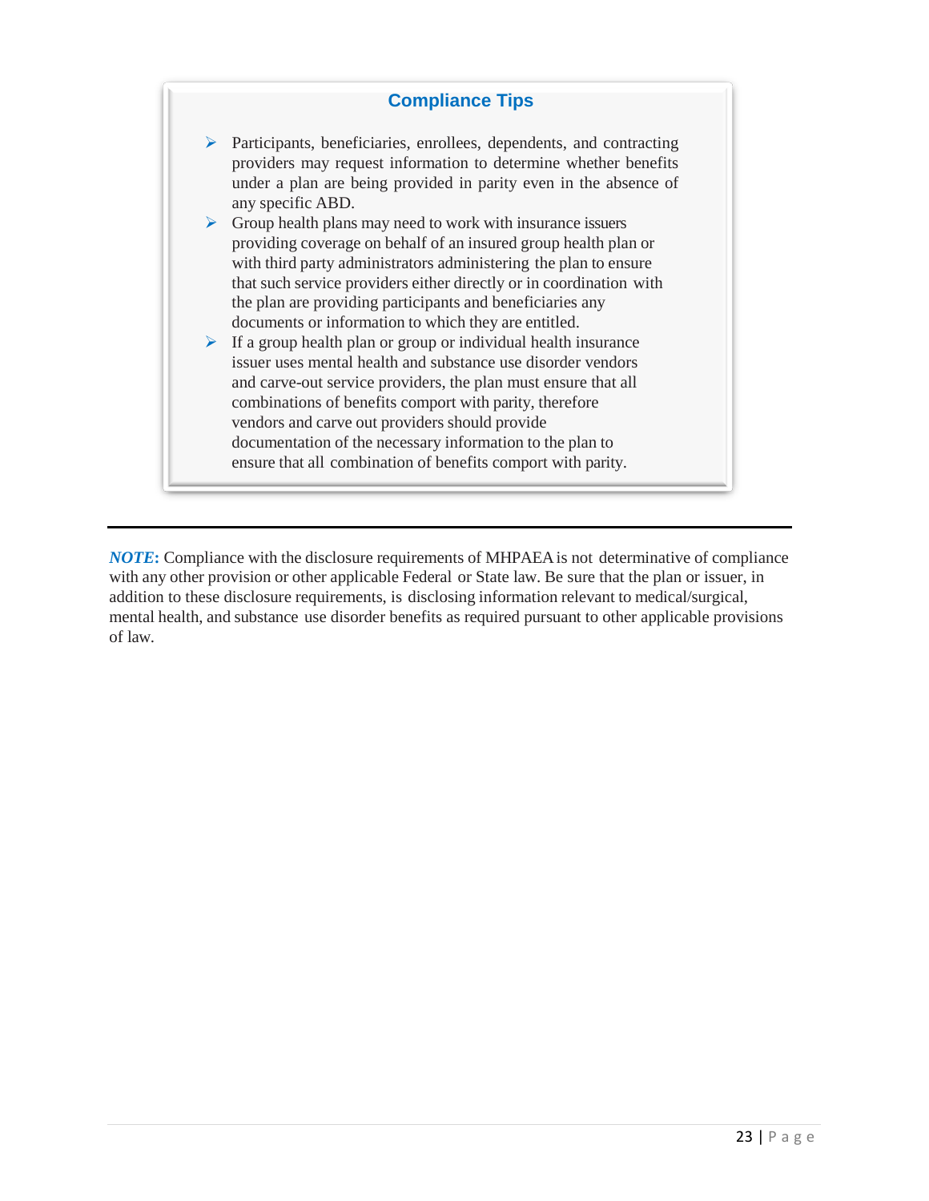### Compliance Tips

- Participants, beneficiaries, enrollees, dependents, and contracting providers may request information to determine whether benefits under a plan are being provided in parity even in the absence of any specific ABD.
- Group health plans may need to work with insurance issuers providing coverage on behalf of an insured group health plan or with third party administrators administering the plan to ensure that such service providers either directly or in coordination with the plan are providing participants and beneficiaries any documents or information to which they are entitled.
- If a group health plan or group or individual health insurance issuer uses mental health and substance use disorder vendors and carve-out service providers, the plan must ensure that all combinations of benefits comport with parity, therefore vendors and carve out providers should provide documentation of the necessary information to the plan to ensure that all combination of benefits comport with parity.

---

***NOTE*****:** Compliance with the disclosure requirements of MHPAEA is not determinative of compliance with any other provision or other applicable Federal or State law. Be sure that the plan or issuer, in addition to these disclosure requirements, is disclosing information relevant to medical/surgical, mental health, and substance use disorder benefits as required pursuant to other applicable provisions of law.